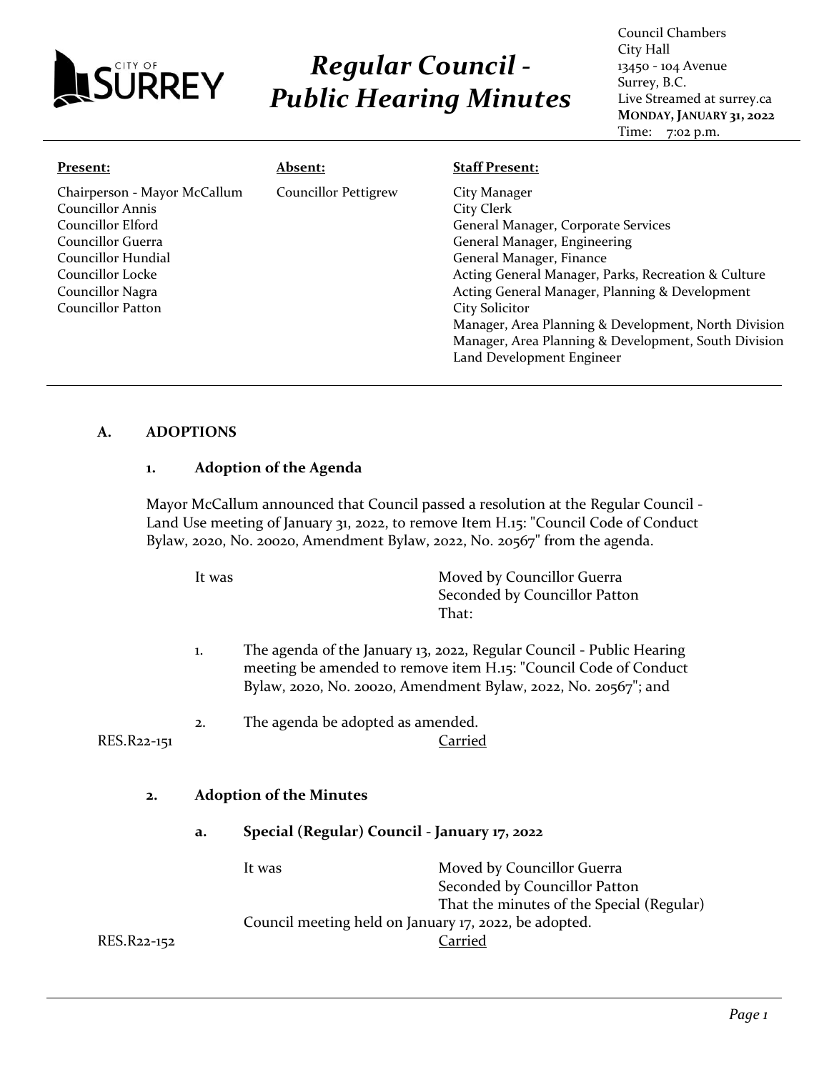CITY OF SURREY

# *Regular Council - Public Hearing Minutes*

Council Chambers
City Hall
13450 - 104 Avenue
Surrey, B.C.
Live Streamed at surrey.ca
**MONDAY, JANUARY 31, 2022**
Time: 7:02 p.m.

**Present:**

Chairperson - Mayor McCallum
Councillor Annis
Councillor Elford
Councillor Guerra
Councillor Hundial
Councillor Locke
Councillor Nagra
Councillor Patton

**Absent:**

Councillor Pettigrew

**Staff Present:**

City Manager
City Clerk
General Manager, Corporate Services
General Manager, Engineering
General Manager, Finance
Acting General Manager, Parks, Recreation & Culture
Acting General Manager, Planning & Development
City Solicitor
Manager, Area Planning & Development, North Division
Manager, Area Planning & Development, South Division
Land Development Engineer

## A. ADOPTIONS

### 1. Adoption of the Agenda

Mayor McCallum announced that Council passed a resolution at the Regular Council - Land Use meeting of January 31, 2022, to remove Item H.15: "Council Code of Conduct Bylaw, 2020, No. 20020, Amendment Bylaw, 2022, No. 20567" from the agenda.

It was Moved by Councillor Guerra
Seconded by Councillor Patton
That:

1. The agenda of the January 13, 2022, Regular Council - Public Hearing meeting be amended to remove item H.15: "Council Code of Conduct Bylaw, 2020, No. 20020, Amendment Bylaw, 2022, No. 20567"; and

2. The agenda be adopted as amended.

RES.R22-151 Carried

### 2. Adoption of the Minutes

#### a. Special (Regular) Council - January 17, 2022

It was Moved by Councillor Guerra
Seconded by Councillor Patton
That the minutes of the Special (Regular) Council meeting held on January 17, 2022, be adopted.

RES.R22-152 Carried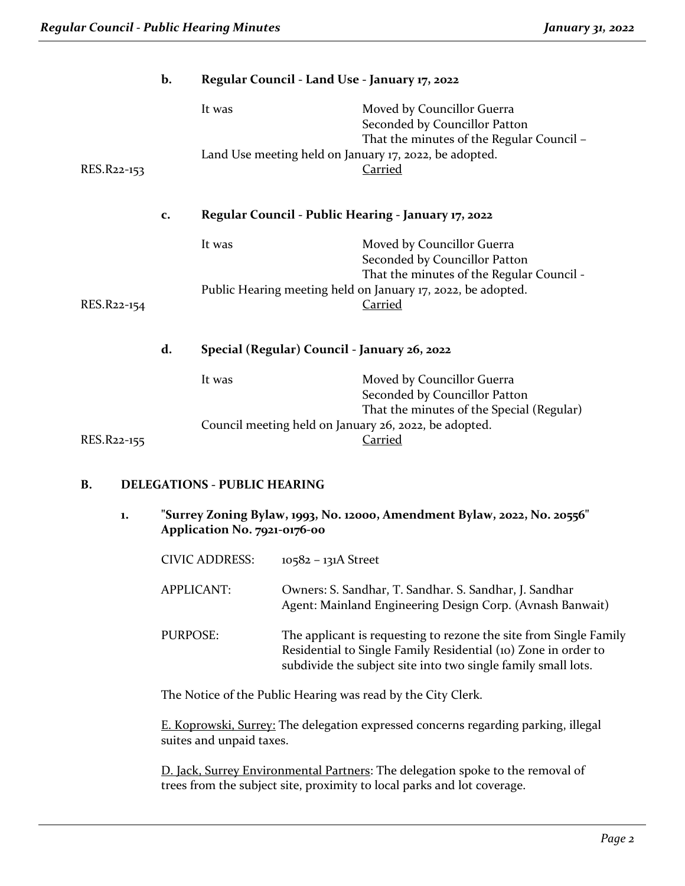**b. Regular Council - Land Use - January 17, 2022**

It was Moved by Councillor Guerra
Seconded by Councillor Patton
That the minutes of the Regular Council – Land Use meeting held on January 17, 2022, be adopted.

RES.R22-153 <u>Carried</u>

**c. Regular Council - Public Hearing - January 17, 2022**

It was Moved by Councillor Guerra
Seconded by Councillor Patton
That the minutes of the Regular Council - Public Hearing meeting held on January 17, 2022, be adopted.

RES.R22-154 <u>Carried</u>

**d. Special (Regular) Council - January 26, 2022**

It was Moved by Councillor Guerra
Seconded by Councillor Patton
That the minutes of the Special (Regular) Council meeting held on January 26, 2022, be adopted.

RES.R22-155 <u>Carried</u>

## B. DELEGATIONS - PUBLIC HEARING

**1. "Surrey Zoning Bylaw, 1993, No. 12000, Amendment Bylaw, 2022, No. 20556" Application No. 7921-0176-00**

CIVIC ADDRESS: 10582 – 131A Street

APPLICANT: Owners: S. Sandhar, T. Sandhar. S. Sandhar, J. Sandhar
Agent: Mainland Engineering Design Corp. (Avnash Banwait)

PURPOSE: The applicant is requesting to rezone the site from Single Family Residential to Single Family Residential (10) Zone in order to subdivide the subject site into two single family small lots.

The Notice of the Public Hearing was read by the City Clerk.

<u>E. Koprowski, Surrey:</u> The delegation expressed concerns regarding parking, illegal suites and unpaid taxes.

<u>D. Jack, Surrey Environmental Partners</u>: The delegation spoke to the removal of trees from the subject site, proximity to local parks and lot coverage.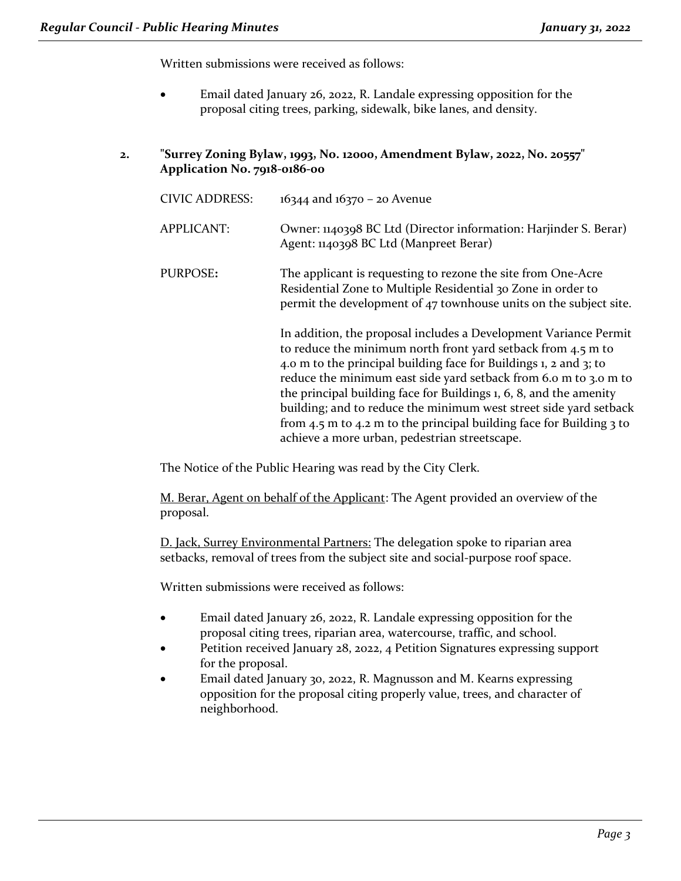Written submissions were received as follows:

- Email dated January 26, 2022, R. Landale expressing opposition for the proposal citing trees, parking, sidewalk, bike lanes, and density.

**2. "Surrey Zoning Bylaw, 1993, No. 12000, Amendment Bylaw, 2022, No. 20557" Application No. 7918-0186-00**

| | |
|---|---|
| CIVIC ADDRESS: | 16344 and 16370 – 20 Avenue |
| APPLICANT: | Owner: 1140398 BC Ltd (Director information: Harjinder S. Berar)<br>Agent: 1140398 BC Ltd (Manpreet Berar) |
| **PURPOSE:** | The applicant is requesting to rezone the site from One-Acre Residential Zone to Multiple Residential 30 Zone in order to permit the development of 47 townhouse units on the subject site.<br><br>In addition, the proposal includes a Development Variance Permit to reduce the minimum north front yard setback from 4.5 m to 4.0 m to the principal building face for Buildings 1, 2 and 3; to reduce the minimum east side yard setback from 6.0 m to 3.0 m to the principal building face for Buildings 1, 6, 8, and the amenity building; and to reduce the minimum west street side yard setback from 4.5 m to 4.2 m to the principal building face for Building 3 to achieve a more urban, pedestrian streetscape. |

The Notice of the Public Hearing was read by the City Clerk.

M. Berar, Agent on behalf of the Applicant: The Agent provided an overview of the proposal.

D. Jack, Surrey Environmental Partners: The delegation spoke to riparian area setbacks, removal of trees from the subject site and social-purpose roof space.

Written submissions were received as follows:

- Email dated January 26, 2022, R. Landale expressing opposition for the proposal citing trees, riparian area, watercourse, traffic, and school.
- Petition received January 28, 2022, 4 Petition Signatures expressing support for the proposal.
- Email dated January 30, 2022, R. Magnusson and M. Kearns expressing opposition for the proposal citing properly value, trees, and character of neighborhood.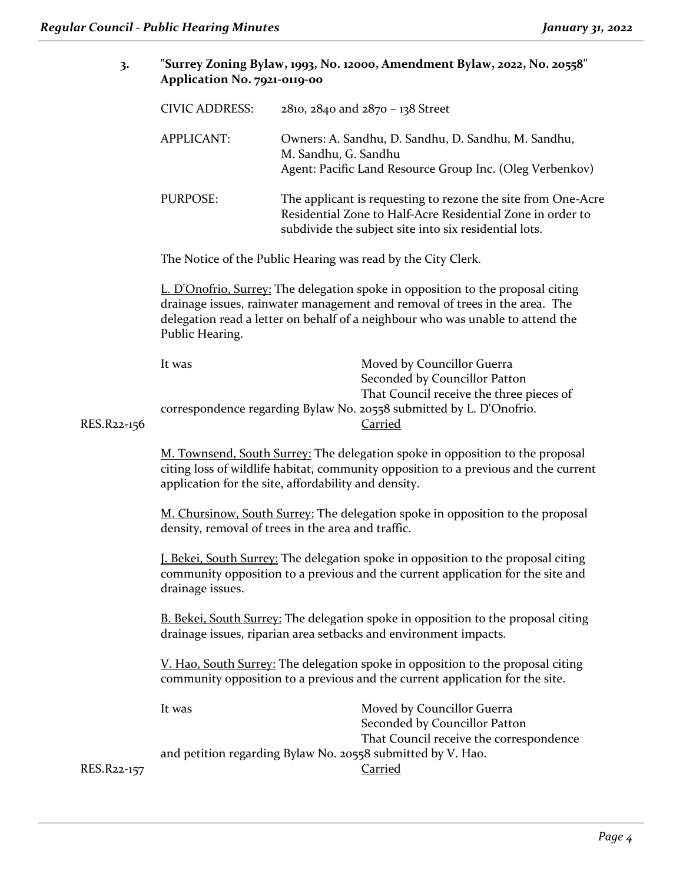**3. "Surrey Zoning Bylaw, 1993, No. 12000, Amendment Bylaw, 2022, No. 20558"**
**Application No. 7921-0119-00**

| | |
|---|---|
| CIVIC ADDRESS: | 2810, 2840 and 2870 – 138 Street |
| APPLICANT: | Owners: A. Sandhu, D. Sandhu, D. Sandhu, M. Sandhu, M. Sandhu, G. Sandhu<br>Agent: Pacific Land Resource Group Inc. (Oleg Verbenkov) |
| PURPOSE: | The applicant is requesting to rezone the site from One-Acre Residential Zone to Half-Acre Residential Zone in order to subdivide the subject site into six residential lots. |

The Notice of the Public Hearing was read by the City Clerk.

L. D'Onofrio, Surrey: The delegation spoke in opposition to the proposal citing drainage issues, rainwater management and removal of trees in the area. The delegation read a letter on behalf of a neighbour who was unable to attend the Public Hearing.

It was Moved by Councillor Guerra
Seconded by Councillor Patton
That Council receive the three pieces of correspondence regarding Bylaw No. 20558 submitted by L. D'Onofrio.

RES.R22-156 Carried

M. Townsend, South Surrey: The delegation spoke in opposition to the proposal citing loss of wildlife habitat, community opposition to a previous and the current application for the site, affordability and density.

M. Chursinow, South Surrey: The delegation spoke in opposition to the proposal density, removal of trees in the area and traffic.

J. Bekei, South Surrey: The delegation spoke in opposition to the proposal citing community opposition to a previous and the current application for the site and drainage issues.

B. Bekei, South Surrey: The delegation spoke in opposition to the proposal citing drainage issues, riparian area setbacks and environment impacts.

V. Hao, South Surrey: The delegation spoke in opposition to the proposal citing community opposition to a previous and the current application for the site.

It was Moved by Councillor Guerra
Seconded by Councillor Patton
That Council receive the correspondence and petition regarding Bylaw No. 20558 submitted by V. Hao.

RES.R22-157 Carried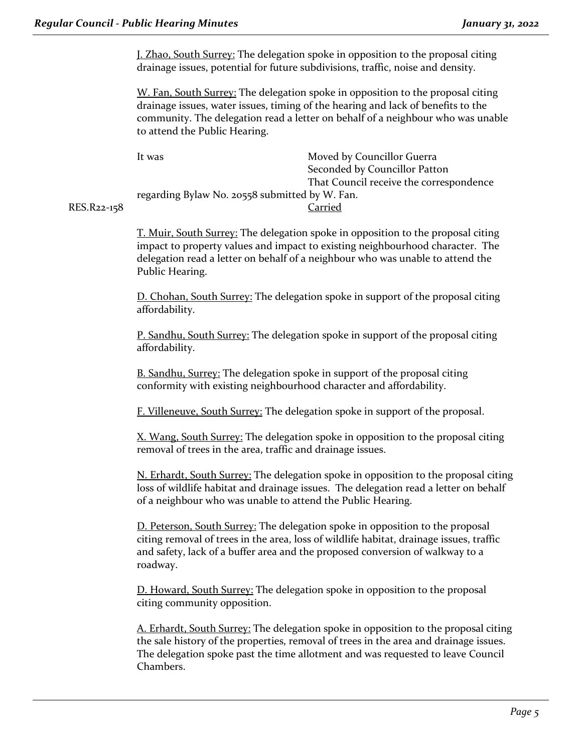<u>J. Zhao, South Surrey:</u> The delegation spoke in opposition to the proposal citing drainage issues, potential for future subdivisions, traffic, noise and density.

<u>W. Fan, South Surrey:</u> The delegation spoke in opposition to the proposal citing drainage issues, water issues, timing of the hearing and lack of benefits to the community. The delegation read a letter on behalf of a neighbour who was unable to attend the Public Hearing.

It was Moved by Councillor Guerra
Seconded by Councillor Patton
That Council receive the correspondence regarding Bylaw No. 20558 submitted by W. Fan.

RES.R22-158 <u>Carried</u>

<u>T. Muir, South Surrey:</u> The delegation spoke in opposition to the proposal citing impact to property values and impact to existing neighbourhood character. The delegation read a letter on behalf of a neighbour who was unable to attend the Public Hearing.

<u>D. Chohan, South Surrey:</u> The delegation spoke in support of the proposal citing affordability.

<u>P. Sandhu, South Surrey:</u> The delegation spoke in support of the proposal citing affordability.

<u>B. Sandhu, Surrey:</u> The delegation spoke in support of the proposal citing conformity with existing neighbourhood character and affordability.

<u>F. Villeneuve, South Surrey:</u> The delegation spoke in support of the proposal.

<u>X. Wang, South Surrey:</u> The delegation spoke in opposition to the proposal citing removal of trees in the area, traffic and drainage issues.

<u>N. Erhardt, South Surrey:</u> The delegation spoke in opposition to the proposal citing loss of wildlife habitat and drainage issues. The delegation read a letter on behalf of a neighbour who was unable to attend the Public Hearing.

<u>D. Peterson, South Surrey:</u> The delegation spoke in opposition to the proposal citing removal of trees in the area, loss of wildlife habitat, drainage issues, traffic and safety, lack of a buffer area and the proposed conversion of walkway to a roadway.

<u>D. Howard, South Surrey:</u> The delegation spoke in opposition to the proposal citing community opposition.

<u>A. Erhardt, South Surrey:</u> The delegation spoke in opposition to the proposal citing the sale history of the properties, removal of trees in the area and drainage issues. The delegation spoke past the time allotment and was requested to leave Council Chambers.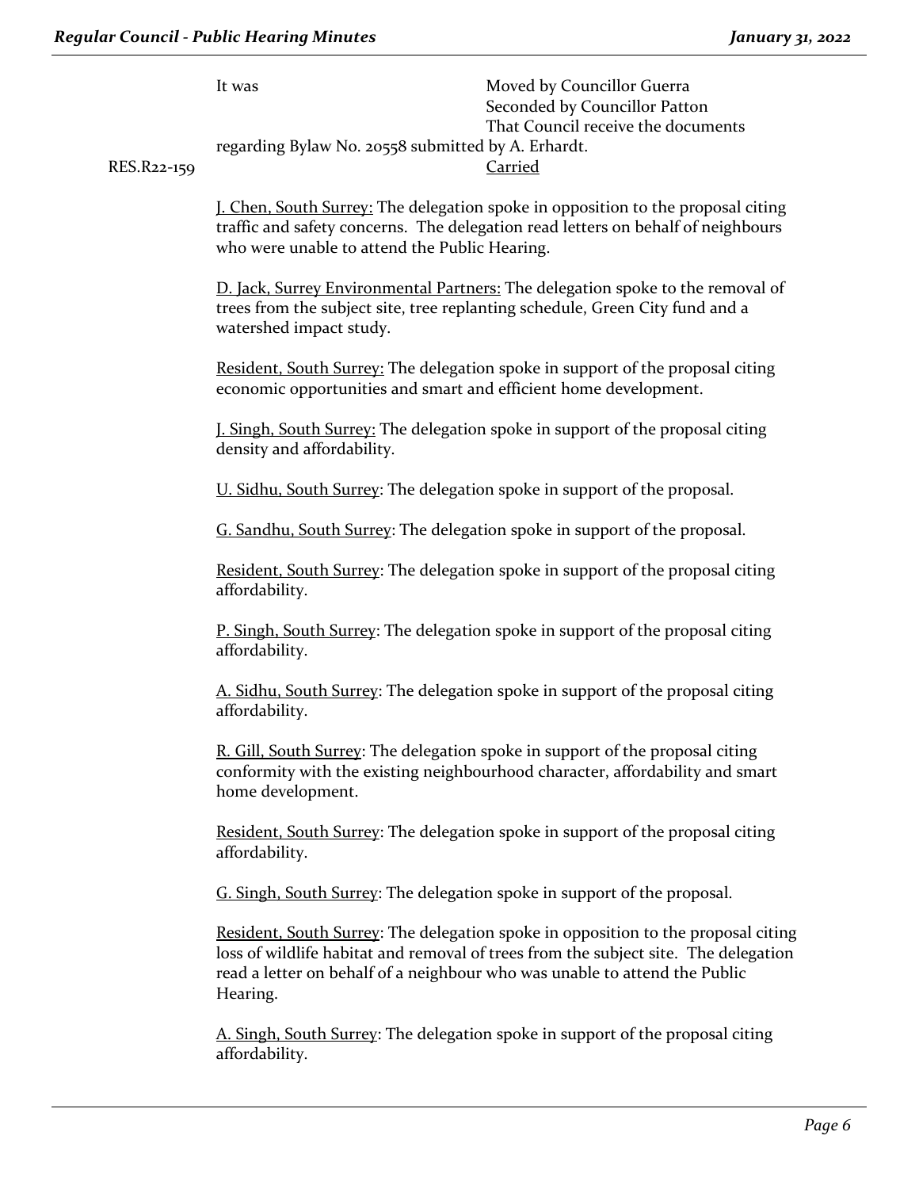It was Moved by Councillor Guerra
Seconded by Councillor Patton
That Council receive the documents regarding Bylaw No. 20558 submitted by A. Erhardt.

RES.R22-159 <u>Carried</u>

<u>J. Chen, South Surrey:</u> The delegation spoke in opposition to the proposal citing traffic and safety concerns. The delegation read letters on behalf of neighbours who were unable to attend the Public Hearing.

<u>D. Jack, Surrey Environmental Partners:</u> The delegation spoke to the removal of trees from the subject site, tree replanting schedule, Green City fund and a watershed impact study.

<u>Resident, South Surrey:</u> The delegation spoke in support of the proposal citing economic opportunities and smart and efficient home development.

<u>J. Singh, South Surrey:</u> The delegation spoke in support of the proposal citing density and affordability.

<u>U. Sidhu, South Surrey</u>: The delegation spoke in support of the proposal.

<u>G. Sandhu, South Surrey</u>: The delegation spoke in support of the proposal.

<u>Resident, South Surrey</u>: The delegation spoke in support of the proposal citing affordability.

<u>P. Singh, South Surrey</u>: The delegation spoke in support of the proposal citing affordability.

<u>A. Sidhu, South Surrey</u>: The delegation spoke in support of the proposal citing affordability.

<u>R. Gill, South Surrey</u>: The delegation spoke in support of the proposal citing conformity with the existing neighbourhood character, affordability and smart home development.

<u>Resident, South Surrey</u>: The delegation spoke in support of the proposal citing affordability.

<u>G. Singh, South Surrey</u>: The delegation spoke in support of the proposal.

<u>Resident, South Surrey</u>: The delegation spoke in opposition to the proposal citing loss of wildlife habitat and removal of trees from the subject site. The delegation read a letter on behalf of a neighbour who was unable to attend the Public Hearing.

<u>A. Singh, South Surrey</u>: The delegation spoke in support of the proposal citing affordability.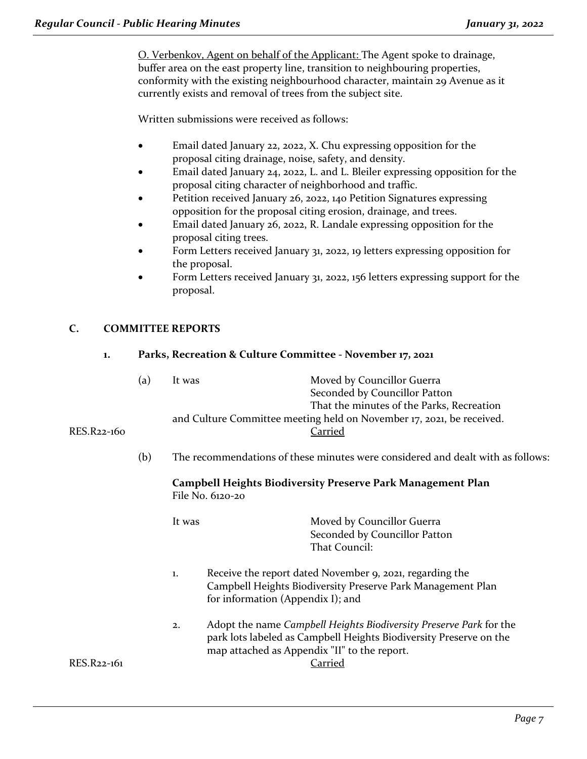O. Verbenkov, Agent on behalf of the Applicant: The Agent spoke to drainage, buffer area on the east property line, transition to neighbouring properties, conformity with the existing neighbourhood character, maintain 29 Avenue as it currently exists and removal of trees from the subject site.

Written submissions were received as follows:

- Email dated January 22, 2022, X. Chu expressing opposition for the proposal citing drainage, noise, safety, and density.
- Email dated January 24, 2022, L. and L. Bleiler expressing opposition for the proposal citing character of neighborhood and traffic.
- Petition received January 26, 2022, 140 Petition Signatures expressing opposition for the proposal citing erosion, drainage, and trees.
- Email dated January 26, 2022, R. Landale expressing opposition for the proposal citing trees.
- Form Letters received January 31, 2022, 19 letters expressing opposition for the proposal.
- Form Letters received January 31, 2022, 156 letters expressing support for the proposal.

## C. COMMITTEE REPORTS

### 1. Parks, Recreation & Culture Committee - November 17, 2021

(a) It was

Moved by Councillor Guerra
Seconded by Councillor Patton
That the minutes of the Parks, Recreation and Culture Committee meeting held on November 17, 2021, be received.

RES.R22-160 Carried

(b) The recommendations of these minutes were considered and dealt with as follows:

**Campbell Heights Biodiversity Preserve Park Management Plan**
File No. 6120-20

It was

Moved by Councillor Guerra
Seconded by Councillor Patton
That Council:

1. Receive the report dated November 9, 2021, regarding the Campbell Heights Biodiversity Preserve Park Management Plan for information (Appendix I); and

2. Adopt the name *Campbell Heights Biodiversity Preserve Park* for the park lots labeled as Campbell Heights Biodiversity Preserve on the map attached as Appendix "II" to the report.

RES.R22-161 Carried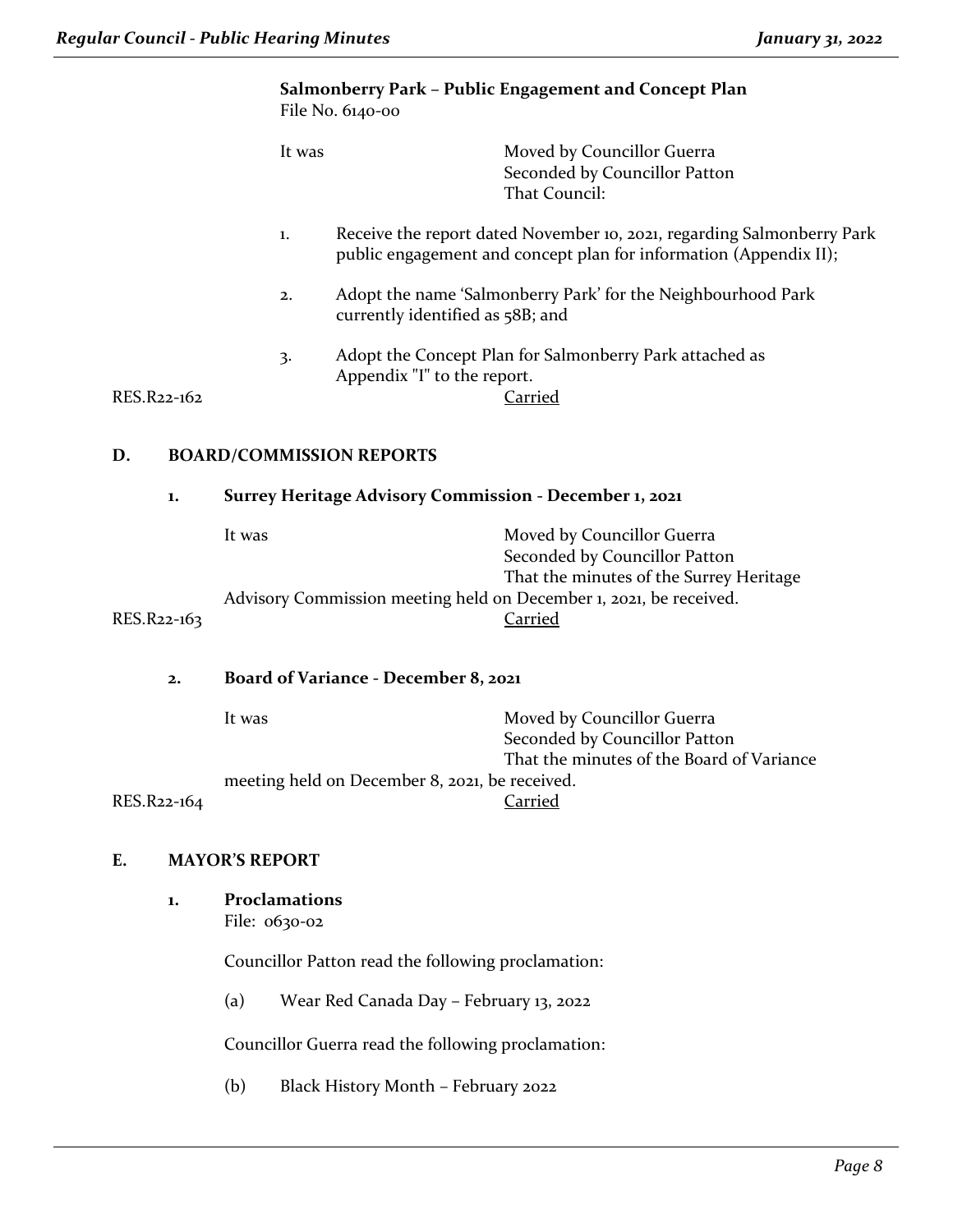**Salmonberry Park – Public Engagement and Concept Plan**
File No. 6140-00

It was Moved by Councillor Guerra
Seconded by Councillor Patton
That Council:

1. Receive the report dated November 10, 2021, regarding Salmonberry Park public engagement and concept plan for information (Appendix II);

2. Adopt the name 'Salmonberry Park' for the Neighbourhood Park currently identified as 58B; and

3. Adopt the Concept Plan for Salmonberry Park attached as Appendix "I" to the report.

RES.R22-162 Carried

## D. BOARD/COMMISSION REPORTS

### 1. Surrey Heritage Advisory Commission - December 1, 2021

It was Moved by Councillor Guerra
Seconded by Councillor Patton
That the minutes of the Surrey Heritage Advisory Commission meeting held on December 1, 2021, be received.

RES.R22-163 Carried

### 2. Board of Variance - December 8, 2021

It was Moved by Councillor Guerra
Seconded by Councillor Patton
That the minutes of the Board of Variance meeting held on December 8, 2021, be received.

RES.R22-164 Carried

## E. MAYOR'S REPORT

### 1. Proclamations
File: 0630-02

Councillor Patton read the following proclamation:

(a) Wear Red Canada Day – February 13, 2022

Councillor Guerra read the following proclamation:

(b) Black History Month – February 2022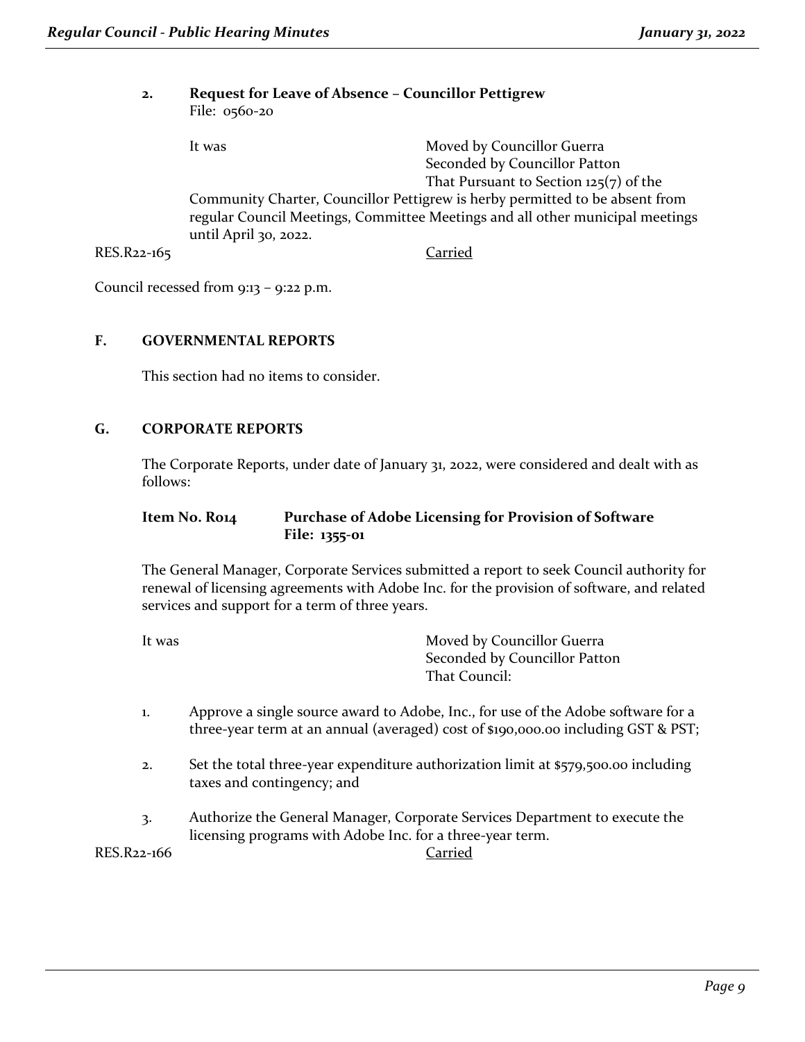**2. Request for Leave of Absence – Councillor Pettigrew**
File: 0560-20

It was Moved by Councillor Guerra
Seconded by Councillor Patton
That Pursuant to Section 125(7) of the Community Charter, Councillor Pettigrew is herby permitted to be absent from regular Council Meetings, Committee Meetings and all other municipal meetings until April 30, 2022.

RES.R22-165 Carried

Council recessed from 9:13 – 9:22 p.m.

## F. GOVERNMENTAL REPORTS

This section had no items to consider.

## G. CORPORATE REPORTS

The Corporate Reports, under date of January 31, 2022, were considered and dealt with as follows:

**Item No. R014 Purchase of Adobe Licensing for Provision of Software**
**File: 1355-01**

The General Manager, Corporate Services submitted a report to seek Council authority for renewal of licensing agreements with Adobe Inc. for the provision of software, and related services and support for a term of three years.

It was Moved by Councillor Guerra
Seconded by Councillor Patton
That Council:

1. Approve a single source award to Adobe, Inc., for use of the Adobe software for a three-year term at an annual (averaged) cost of $190,000.00 including GST & PST;
2. Set the total three-year expenditure authorization limit at $579,500.00 including taxes and contingency; and
3. Authorize the General Manager, Corporate Services Department to execute the licensing programs with Adobe Inc. for a three-year term.

RES.R22-166 Carried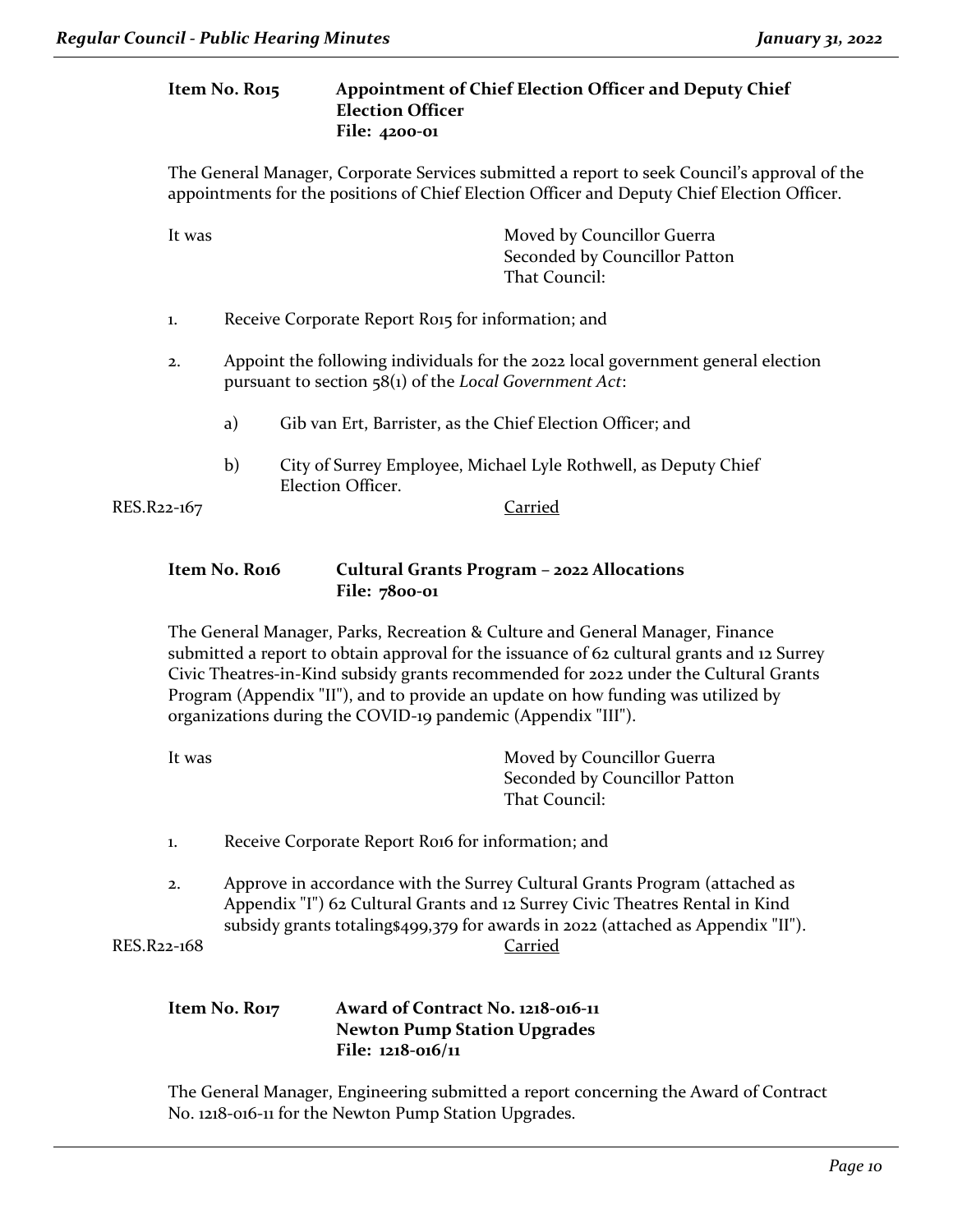**Item No. R015 Appointment of Chief Election Officer and Deputy Chief Election Officer**
**File: 4200-01**

The General Manager, Corporate Services submitted a report to seek Council's approval of the appointments for the positions of Chief Election Officer and Deputy Chief Election Officer.

It was Moved by Councillor Guerra
Seconded by Councillor Patton
That Council:

1. Receive Corporate Report R015 for information; and

2. Appoint the following individuals for the 2022 local government general election pursuant to section 58(1) of the *Local Government Act*:

   a) Gib van Ert, Barrister, as the Chief Election Officer; and

   b) City of Surrey Employee, Michael Lyle Rothwell, as Deputy Chief Election Officer.

RES.R22-167 Carried

**Item No. R016 Cultural Grants Program – 2022 Allocations**
**File: 7800-01**

The General Manager, Parks, Recreation & Culture and General Manager, Finance submitted a report to obtain approval for the issuance of 62 cultural grants and 12 Surrey Civic Theatres-in-Kind subsidy grants recommended for 2022 under the Cultural Grants Program (Appendix "II"), and to provide an update on how funding was utilized by organizations during the COVID-19 pandemic (Appendix "III").

It was Moved by Councillor Guerra
Seconded by Councillor Patton
That Council:

1. Receive Corporate Report R016 for information; and

2. Approve in accordance with the Surrey Cultural Grants Program (attached as Appendix "I") 62 Cultural Grants and 12 Surrey Civic Theatres Rental in Kind subsidy grants totaling$499,379 for awards in 2022 (attached as Appendix "II").

RES.R22-168 Carried

**Item No. R017 Award of Contract No. 1218-016-11**
**Newton Pump Station Upgrades**
**File: 1218-016/11**

The General Manager, Engineering submitted a report concerning the Award of Contract No. 1218-016-11 for the Newton Pump Station Upgrades.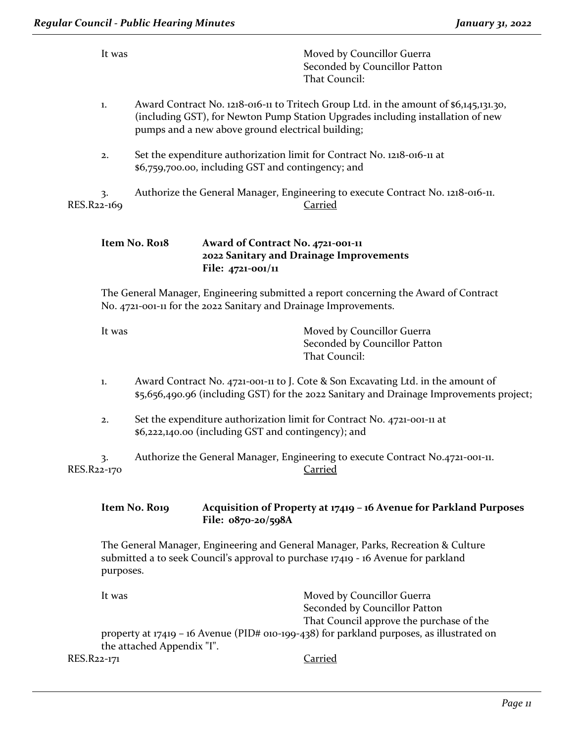It was Moved by Councillor Guerra
Seconded by Councillor Patton
That Council:

1. Award Contract No. 1218-016-11 to Tritech Group Ltd. in the amount of $6,145,131.30, (including GST), for Newton Pump Station Upgrades including installation of new pumps and a new above ground electrical building;

2. Set the expenditure authorization limit for Contract No. 1218-016-11 at $6,759,700.00, including GST and contingency; and

3. Authorize the General Manager, Engineering to execute Contract No. 1218-016-11.

RES.R22-169 Carried

**Item No. R018 Award of Contract No. 4721-001-11**
**2022 Sanitary and Drainage Improvements**
**File: 4721-001/11**

The General Manager, Engineering submitted a report concerning the Award of Contract No. 4721-001-11 for the 2022 Sanitary and Drainage Improvements.

It was Moved by Councillor Guerra
Seconded by Councillor Patton
That Council:

1. Award Contract No. 4721-001-11 to J. Cote & Son Excavating Ltd. in the amount of $5,656,490.96 (including GST) for the 2022 Sanitary and Drainage Improvements project;

2. Set the expenditure authorization limit for Contract No. 4721-001-11 at $6,222,140.00 (including GST and contingency); and

3. Authorize the General Manager, Engineering to execute Contract No.4721-001-11.

RES.R22-170 Carried

**Item No. R019 Acquisition of Property at 17419 – 16 Avenue for Parkland Purposes**
**File: 0870-20/598A**

The General Manager, Engineering and General Manager, Parks, Recreation & Culture submitted a to seek Council's approval to purchase 17419 - 16 Avenue for parkland purposes.

It was Moved by Councillor Guerra
Seconded by Councillor Patton
That Council approve the purchase of the property at 17419 – 16 Avenue (PID# 010-199-438) for parkland purposes, as illustrated on the attached Appendix "I".

RES.R22-171 Carried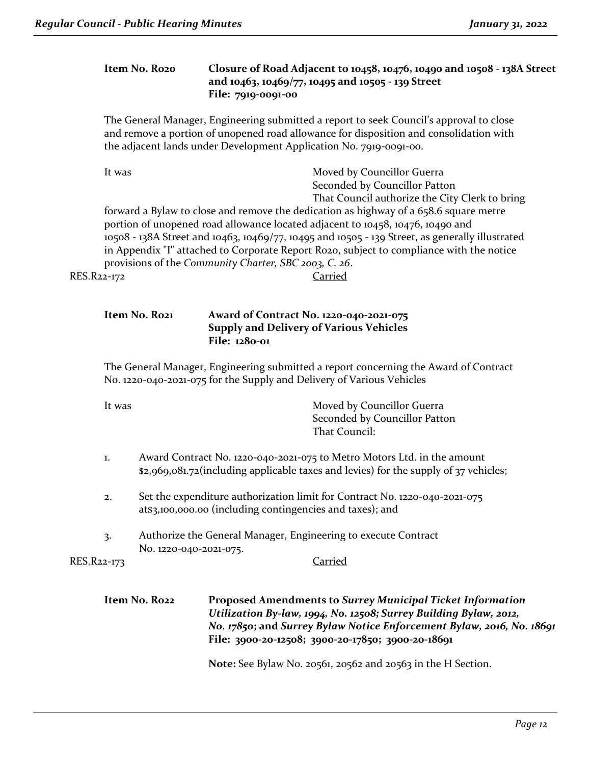**Item No. R020** **Closure of Road Adjacent to 10458, 10476, 10490 and 10508 - 138A Street and 10463, 10469/77, 10495 and 10505 - 139 Street**
**File: 7919-0091-00**

The General Manager, Engineering submitted a report to seek Council's approval to close and remove a portion of unopened road allowance for disposition and consolidation with the adjacent lands under Development Application No. 7919-0091-00.

It was Moved by Councillor Guerra
Seconded by Councillor Patton
That Council authorize the City Clerk to bring forward a Bylaw to close and remove the dedication as highway of a 658.6 square metre portion of unopened road allowance located adjacent to 10458, 10476, 10490 and 10508 - 138A Street and 10463, 10469/77, 10495 and 10505 - 139 Street, as generally illustrated in Appendix "I" attached to Corporate Report R020, subject to compliance with the notice provisions of the *Community Charter, SBC 2003, C. 26*.

RES.R22-172 Carried

**Item No. R021** **Award of Contract No. 1220-040-2021-075**
**Supply and Delivery of Various Vehicles**
**File: 1280-01**

The General Manager, Engineering submitted a report concerning the Award of Contract No. 1220-040-2021-075 for the Supply and Delivery of Various Vehicles

It was Moved by Councillor Guerra
Seconded by Councillor Patton
That Council:

1. Award Contract No. 1220-040-2021-075 to Metro Motors Ltd. in the amount $2,969,081.72(including applicable taxes and levies) for the supply of 37 vehicles;

2. Set the expenditure authorization limit for Contract No. 1220-040-2021-075 at$3,100,000.00 (including contingencies and taxes); and

3. Authorize the General Manager, Engineering to execute Contract No. 1220-040-2021-075.

RES.R22-173 Carried

**Item No. R022** **Proposed Amendments to *Surrey Municipal Ticket Information Utilization By-law, 1994, No. 12508; Surrey Building Bylaw, 2012, No. 17850*; and *Surrey Bylaw Notice Enforcement Bylaw, 2016, No. 18691***
**File: 3900-20-12508; 3900-20-17850; 3900-20-18691**

**Note:** See Bylaw No. 20561, 20562 and 20563 in the H Section.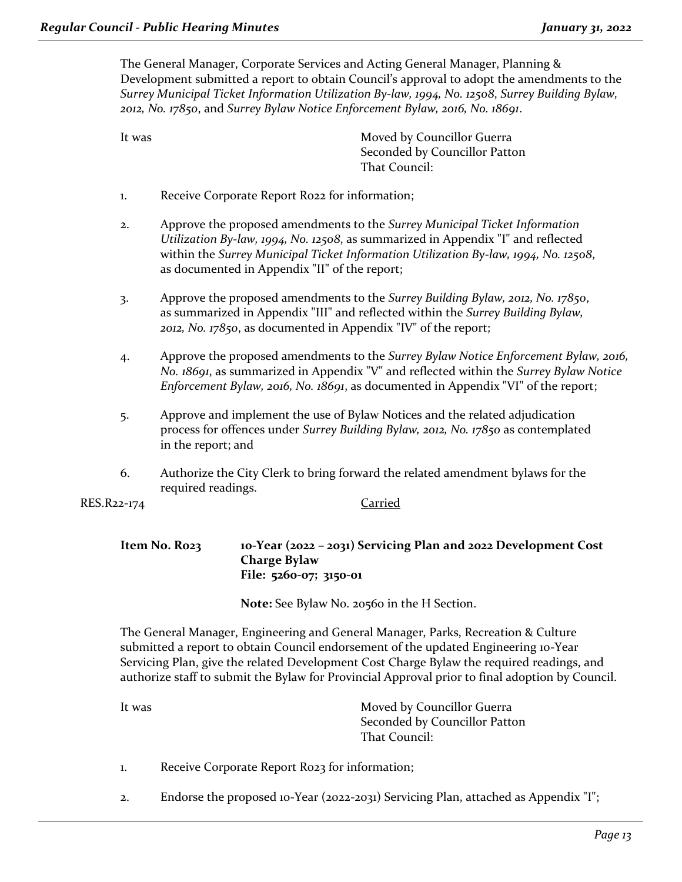The General Manager, Corporate Services and Acting General Manager, Planning & Development submitted a report to obtain Council's approval to adopt the amendments to the *Surrey Municipal Ticket Information Utilization By-law, 1994, No. 12508*, *Surrey Building Bylaw, 2012, No. 17850*, and *Surrey Bylaw Notice Enforcement Bylaw, 2016, No. 18691*.

It was Moved by Councillor Guerra
Seconded by Councillor Patton
That Council:

1. Receive Corporate Report R022 for information;

2. Approve the proposed amendments to the *Surrey Municipal Ticket Information Utilization By-law, 1994, No. 12508*, as summarized in Appendix "I" and reflected within the *Surrey Municipal Ticket Information Utilization By-law, 1994, No. 12508*, as documented in Appendix "II" of the report;

3. Approve the proposed amendments to the *Surrey Building Bylaw, 2012, No. 17850*, as summarized in Appendix "III" and reflected within the *Surrey Building Bylaw, 2012, No. 17850*, as documented in Appendix "IV" of the report;

4. Approve the proposed amendments to the *Surrey Bylaw Notice Enforcement Bylaw, 2016, No. 18691*, as summarized in Appendix "V" and reflected within the *Surrey Bylaw Notice Enforcement Bylaw, 2016, No. 18691*, as documented in Appendix "VI" of the report;

5. Approve and implement the use of Bylaw Notices and the related adjudication process for offences under *Surrey Building Bylaw, 2012, No. 17850* as contemplated in the report; and

6. Authorize the City Clerk to bring forward the related amendment bylaws for the required readings.

RES.R22-174 Carried

**Item No. R023** **10-Year (2022 – 2031) Servicing Plan and 2022 Development Cost Charge Bylaw**
**File: 5260-07; 3150-01**

**Note:** See Bylaw No. 20560 in the H Section.

The General Manager, Engineering and General Manager, Parks, Recreation & Culture submitted a report to obtain Council endorsement of the updated Engineering 10-Year Servicing Plan, give the related Development Cost Charge Bylaw the required readings, and authorize staff to submit the Bylaw for Provincial Approval prior to final adoption by Council.

It was Moved by Councillor Guerra
Seconded by Councillor Patton
That Council:

1. Receive Corporate Report R023 for information;

2. Endorse the proposed 10-Year (2022-2031) Servicing Plan, attached as Appendix "I";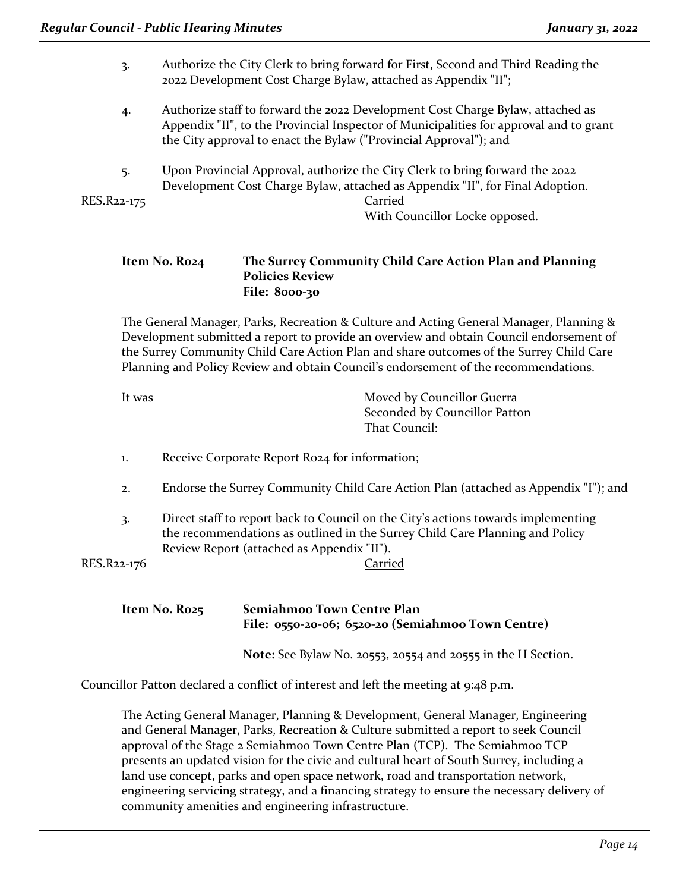3. Authorize the City Clerk to bring forward for First, Second and Third Reading the 2022 Development Cost Charge Bylaw, attached as Appendix "II";

4. Authorize staff to forward the 2022 Development Cost Charge Bylaw, attached as Appendix "II", to the Provincial Inspector of Municipalities for approval and to grant the City approval to enact the Bylaw ("Provincial Approval"); and

5. Upon Provincial Approval, authorize the City Clerk to bring forward the 2022 Development Cost Charge Bylaw, attached as Appendix "II", for Final Adoption.

RES.R22-175 Carried
With Councillor Locke opposed.

**Item No. R024 The Surrey Community Child Care Action Plan and Planning Policies Review**
**File: 8000-30**

The General Manager, Parks, Recreation & Culture and Acting General Manager, Planning & Development submitted a report to provide an overview and obtain Council endorsement of the Surrey Community Child Care Action Plan and share outcomes of the Surrey Child Care Planning and Policy Review and obtain Council's endorsement of the recommendations.

It was Moved by Councillor Guerra
Seconded by Councillor Patton
That Council:

1. Receive Corporate Report R024 for information;

2. Endorse the Surrey Community Child Care Action Plan (attached as Appendix "I"); and

3. Direct staff to report back to Council on the City's actions towards implementing the recommendations as outlined in the Surrey Child Care Planning and Policy Review Report (attached as Appendix "II").

RES.R22-176 Carried

**Item No. R025 Semiahmoo Town Centre Plan**
**File: 0550-20-06; 6520-20 (Semiahmoo Town Centre)**

**Note:** See Bylaw No. 20553, 20554 and 20555 in the H Section.

Councillor Patton declared a conflict of interest and left the meeting at 9:48 p.m.

The Acting General Manager, Planning & Development, General Manager, Engineering and General Manager, Parks, Recreation & Culture submitted a report to seek Council approval of the Stage 2 Semiahmoo Town Centre Plan (TCP). The Semiahmoo TCP presents an updated vision for the civic and cultural heart of South Surrey, including a land use concept, parks and open space network, road and transportation network, engineering servicing strategy, and a financing strategy to ensure the necessary delivery of community amenities and engineering infrastructure.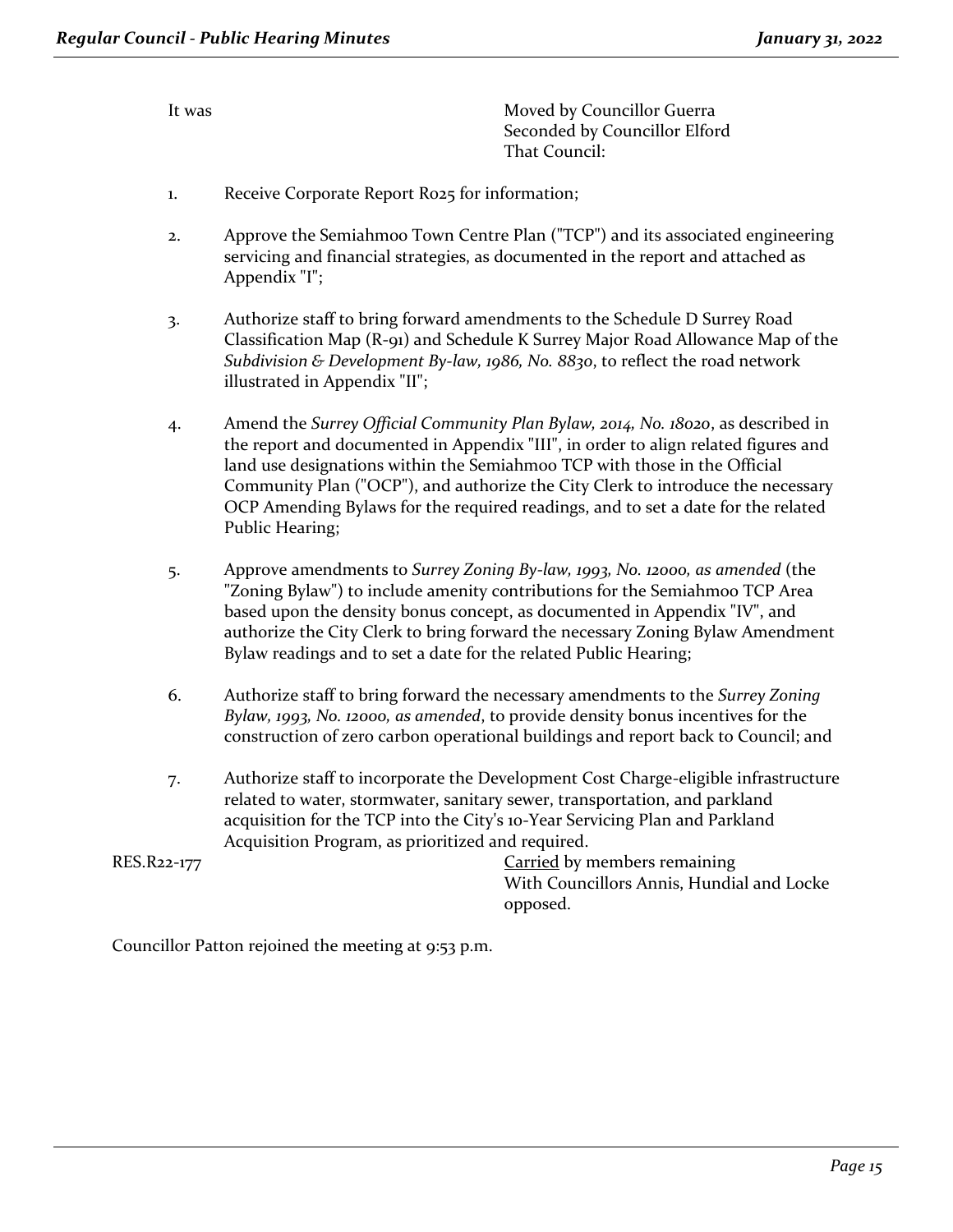It was Moved by Councillor Guerra
Seconded by Councillor Elford
That Council:

1. Receive Corporate Report R025 for information;

2. Approve the Semiahmoo Town Centre Plan ("TCP") and its associated engineering servicing and financial strategies, as documented in the report and attached as Appendix "I";

3. Authorize staff to bring forward amendments to the Schedule D Surrey Road Classification Map (R-91) and Schedule K Surrey Major Road Allowance Map of the *Subdivision & Development By-law, 1986, No. 8830*, to reflect the road network illustrated in Appendix "II";

4. Amend the *Surrey Official Community Plan Bylaw, 2014, No. 18020*, as described in the report and documented in Appendix "III", in order to align related figures and land use designations within the Semiahmoo TCP with those in the Official Community Plan ("OCP"), and authorize the City Clerk to introduce the necessary OCP Amending Bylaws for the required readings, and to set a date for the related Public Hearing;

5. Approve amendments to *Surrey Zoning By-law, 1993, No. 12000, as amended* (the "Zoning Bylaw") to include amenity contributions for the Semiahmoo TCP Area based upon the density bonus concept, as documented in Appendix "IV", and authorize the City Clerk to bring forward the necessary Zoning Bylaw Amendment Bylaw readings and to set a date for the related Public Hearing;

6. Authorize staff to bring forward the necessary amendments to the *Surrey Zoning Bylaw, 1993, No. 12000, as amended*, to provide density bonus incentives for the construction of zero carbon operational buildings and report back to Council; and

7. Authorize staff to incorporate the Development Cost Charge-eligible infrastructure related to water, stormwater, sanitary sewer, transportation, and parkland acquisition for the TCP into the City's 10-Year Servicing Plan and Parkland Acquisition Program, as prioritized and required.

RES.R22-177 Carried by members remaining
With Councillors Annis, Hundial and Locke opposed.

Councillor Patton rejoined the meeting at 9:53 p.m.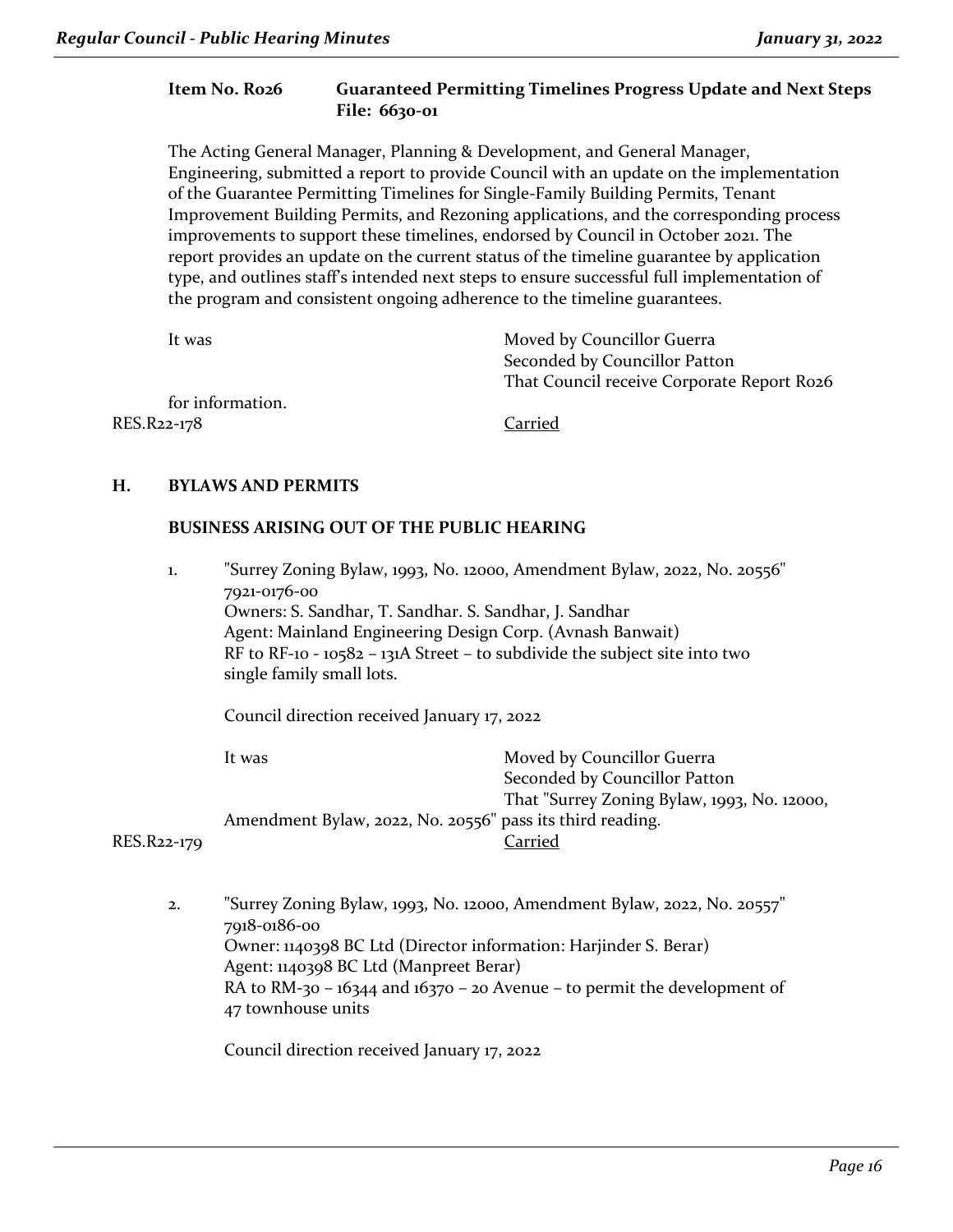**Item No. R026 Guaranteed Permitting Timelines Progress Update and Next Steps**
**File: 6630-01**

The Acting General Manager, Planning & Development, and General Manager, Engineering, submitted a report to provide Council with an update on the implementation of the Guarantee Permitting Timelines for Single-Family Building Permits, Tenant Improvement Building Permits, and Rezoning applications, and the corresponding process improvements to support these timelines, endorsed by Council in October 2021. The report provides an update on the current status of the timeline guarantee by application type, and outlines staff's intended next steps to ensure successful full implementation of the program and consistent ongoing adherence to the timeline guarantees.

It was Moved by Councillor Guerra
Seconded by Councillor Patton
That Council receive Corporate Report R026 for information.

RES.R22-178 Carried

## H. BYLAWS AND PERMITS

### BUSINESS ARISING OUT OF THE PUBLIC HEARING

1. "Surrey Zoning Bylaw, 1993, No. 12000, Amendment Bylaw, 2022, No. 20556"
   7921-0176-00
   Owners: S. Sandhar, T. Sandhar. S. Sandhar, J. Sandhar
   Agent: Mainland Engineering Design Corp. (Avnash Banwait)
   RF to RF-10 - 10582 – 131A Street – to subdivide the subject site into two single family small lots.

   Council direction received January 17, 2022

   It was Moved by Councillor Guerra
   Seconded by Councillor Patton
   That "Surrey Zoning Bylaw, 1993, No. 12000, Amendment Bylaw, 2022, No. 20556" pass its third reading.

   RES.R22-179 Carried

2. "Surrey Zoning Bylaw, 1993, No. 12000, Amendment Bylaw, 2022, No. 20557"
   7918-0186-00
   Owner: 1140398 BC Ltd (Director information: Harjinder S. Berar)
   Agent: 1140398 BC Ltd (Manpreet Berar)
   RA to RM-30 – 16344 and 16370 – 20 Avenue – to permit the development of 47 townhouse units

   Council direction received January 17, 2022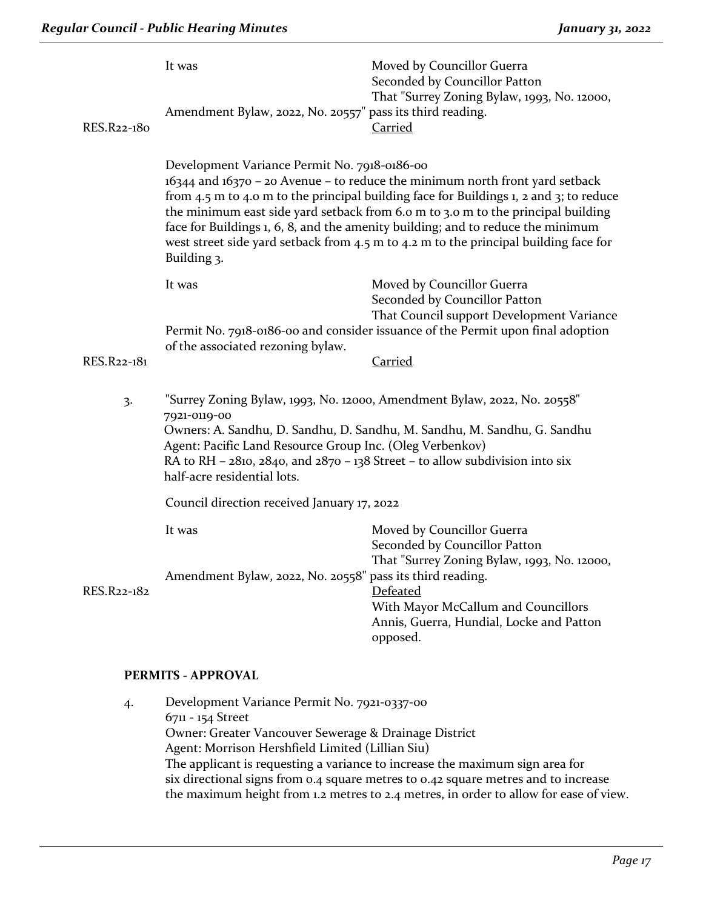It was Moved by Councillor Guerra
Seconded by Councillor Patton
That "Surrey Zoning Bylaw, 1993, No. 12000, Amendment Bylaw, 2022, No. 20557" pass its third reading.

RES.R22-180 Carried

Development Variance Permit No. 7918-0186-00
16344 and 16370 – 20 Avenue – to reduce the minimum north front yard setback from 4.5 m to 4.0 m to the principal building face for Buildings 1, 2 and 3; to reduce the minimum east side yard setback from 6.0 m to 3.0 m to the principal building face for Buildings 1, 6, 8, and the amenity building; and to reduce the minimum west street side yard setback from 4.5 m to 4.2 m to the principal building face for Building 3.

It was Moved by Councillor Guerra
Seconded by Councillor Patton
That Council support Development Variance Permit No. 7918-0186-00 and consider issuance of the Permit upon final adoption of the associated rezoning bylaw.

RES.R22-181 Carried

3. "Surrey Zoning Bylaw, 1993, No. 12000, Amendment Bylaw, 2022, No. 20558"
7921-0119-00
Owners: A. Sandhu, D. Sandhu, D. Sandhu, M. Sandhu, M. Sandhu, G. Sandhu
Agent: Pacific Land Resource Group Inc. (Oleg Verbenkov)
RA to RH – 2810, 2840, and 2870 – 138 Street – to allow subdivision into six half-acre residential lots.

Council direction received January 17, 2022

It was Moved by Councillor Guerra
Seconded by Councillor Patton
That "Surrey Zoning Bylaw, 1993, No. 12000, Amendment Bylaw, 2022, No. 20558" pass its third reading.

RES.R22-182 Defeated
With Mayor McCallum and Councillors Annis, Guerra, Hundial, Locke and Patton opposed.

**PERMITS - APPROVAL**

4. Development Variance Permit No. 7921-0337-00
6711 - 154 Street
Owner: Greater Vancouver Sewerage & Drainage District
Agent: Morrison Hershfield Limited (Lillian Siu)
The applicant is requesting a variance to increase the maximum sign area for six directional signs from 0.4 square metres to 0.42 square metres and to increase the maximum height from 1.2 metres to 2.4 metres, in order to allow for ease of view.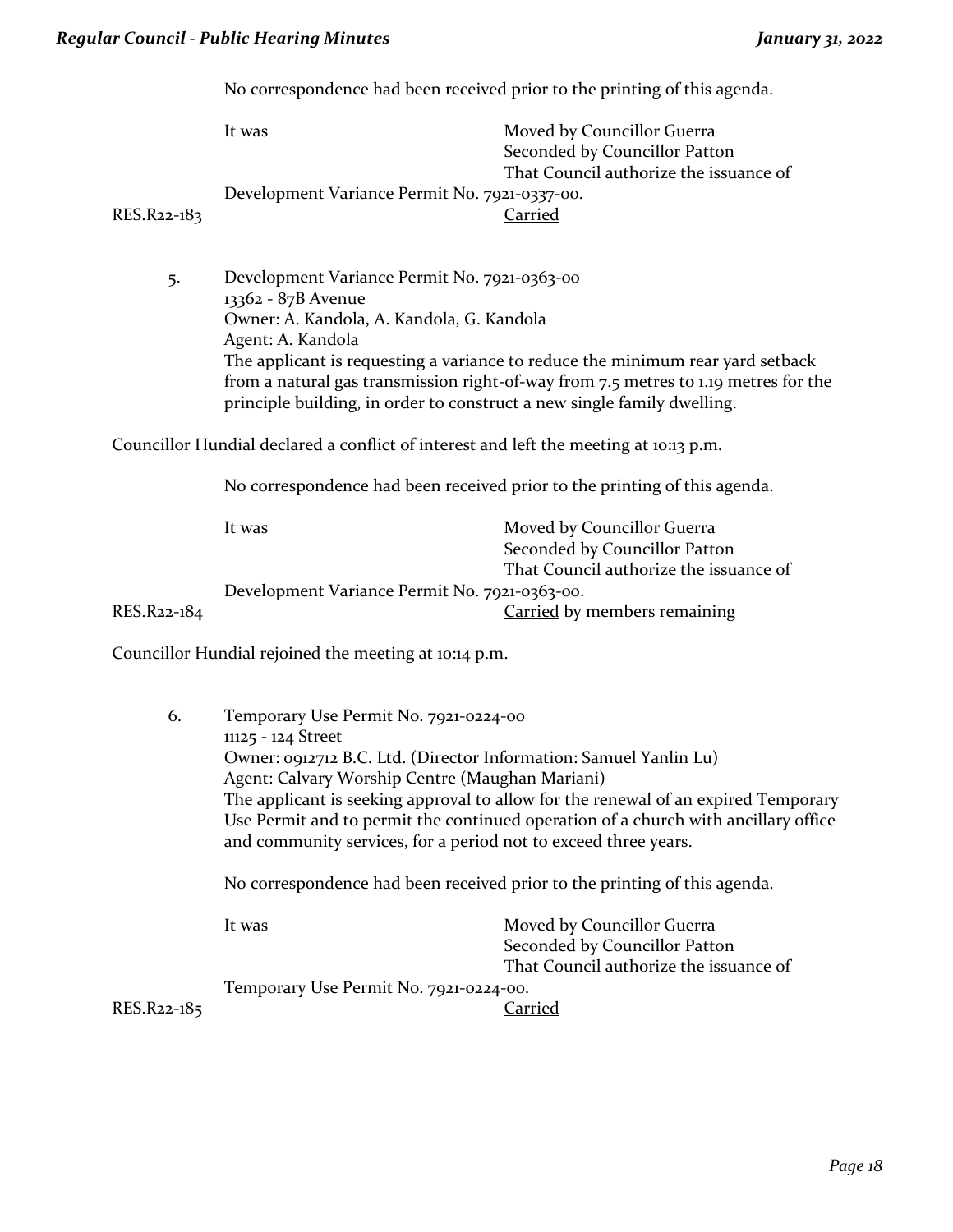No correspondence had been received prior to the printing of this agenda.

It was Moved by Councillor Guerra
Seconded by Councillor Patton
That Council authorize the issuance of Development Variance Permit No. 7921-0337-00.

RES.R22-183 Carried

5. Development Variance Permit No. 7921-0363-00
13362 - 87B Avenue
Owner: A. Kandola, A. Kandola, G. Kandola
Agent: A. Kandola
The applicant is requesting a variance to reduce the minimum rear yard setback from a natural gas transmission right-of-way from 7.5 metres to 1.19 metres for the principle building, in order to construct a new single family dwelling.

Councillor Hundial declared a conflict of interest and left the meeting at 10:13 p.m.

No correspondence had been received prior to the printing of this agenda.

It was Moved by Councillor Guerra
Seconded by Councillor Patton
That Council authorize the issuance of Development Variance Permit No. 7921-0363-00.

RES.R22-184 Carried by members remaining

Councillor Hundial rejoined the meeting at 10:14 p.m.

6. Temporary Use Permit No. 7921-0224-00
11125 - 124 Street
Owner: 0912712 B.C. Ltd. (Director Information: Samuel Yanlin Lu)
Agent: Calvary Worship Centre (Maughan Mariani)
The applicant is seeking approval to allow for the renewal of an expired Temporary Use Permit and to permit the continued operation of a church with ancillary office and community services, for a period not to exceed three years.

No correspondence had been received prior to the printing of this agenda.

It was Moved by Councillor Guerra
Seconded by Councillor Patton
That Council authorize the issuance of Temporary Use Permit No. 7921-0224-00.

RES.R22-185 Carried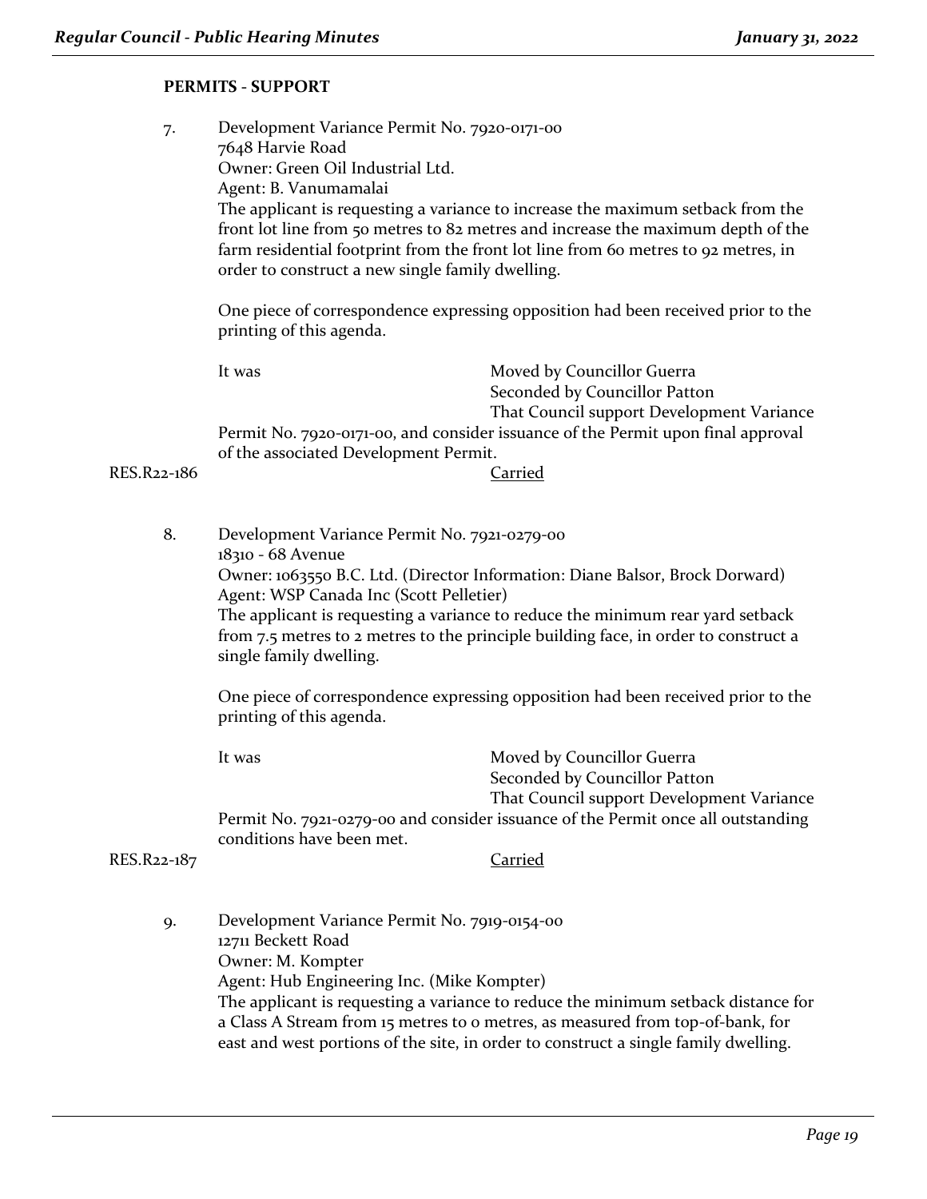**PERMITS - SUPPORT**

7. Development Variance Permit No. 7920-0171-00
   7648 Harvie Road
   Owner: Green Oil Industrial Ltd.
   Agent: B. Vanumamalai
   The applicant is requesting a variance to increase the maximum setback from the front lot line from 50 metres to 82 metres and increase the maximum depth of the farm residential footprint from the front lot line from 60 metres to 92 metres, in order to construct a new single family dwelling.

   One piece of correspondence expressing opposition had been received prior to the printing of this agenda.

   It was Moved by Councillor Guerra
   Seconded by Councillor Patton
   That Council support Development Variance Permit No. 7920-0171-00, and consider issuance of the Permit upon final approval of the associated Development Permit.

RES.R22-186 Carried

8. Development Variance Permit No. 7921-0279-00
   18310 - 68 Avenue
   Owner: 1063550 B.C. Ltd. (Director Information: Diane Balsor, Brock Dorward)
   Agent: WSP Canada Inc (Scott Pelletier)
   The applicant is requesting a variance to reduce the minimum rear yard setback from 7.5 metres to 2 metres to the principle building face, in order to construct a single family dwelling.

   One piece of correspondence expressing opposition had been received prior to the printing of this agenda.

   It was Moved by Councillor Guerra
   Seconded by Councillor Patton
   That Council support Development Variance Permit No. 7921-0279-00 and consider issuance of the Permit once all outstanding conditions have been met.

RES.R22-187 Carried

9. Development Variance Permit No. 7919-0154-00
   12711 Beckett Road
   Owner: M. Kompter
   Agent: Hub Engineering Inc. (Mike Kompter)
   The applicant is requesting a variance to reduce the minimum setback distance for a Class A Stream from 15 metres to 0 metres, as measured from top-of-bank, for east and west portions of the site, in order to construct a single family dwelling.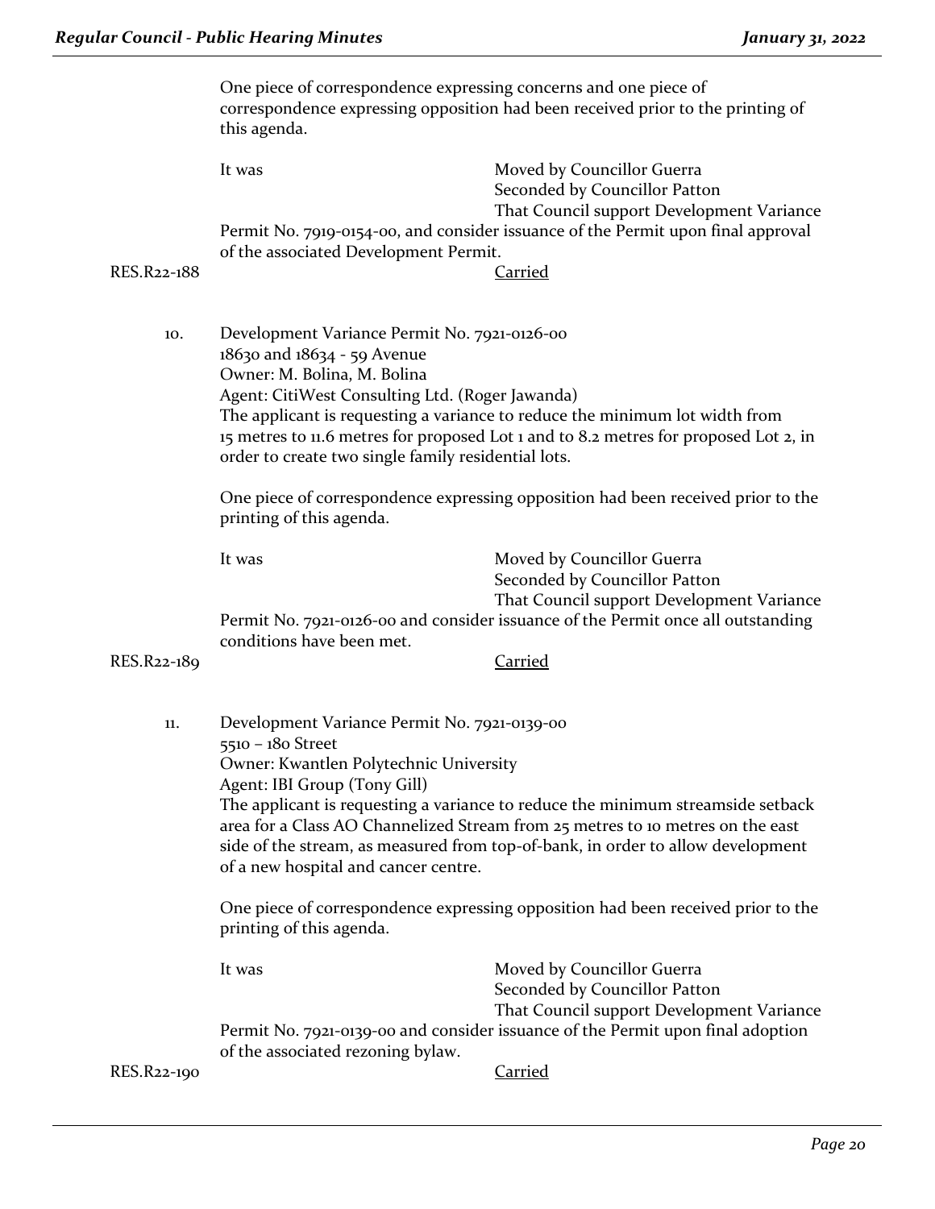One piece of correspondence expressing concerns and one piece of correspondence expressing opposition had been received prior to the printing of this agenda.

It was Moved by Councillor Guerra
Seconded by Councillor Patton
That Council support Development Variance Permit No. 7919-0154-00, and consider issuance of the Permit upon final approval of the associated Development Permit.

RES.R22-188 Carried

10. Development Variance Permit No. 7921-0126-00
18630 and 18634 - 59 Avenue
Owner: M. Bolina, M. Bolina
Agent: CitiWest Consulting Ltd. (Roger Jawanda)
The applicant is requesting a variance to reduce the minimum lot width from 15 metres to 11.6 metres for proposed Lot 1 and to 8.2 metres for proposed Lot 2, in order to create two single family residential lots.

One piece of correspondence expressing opposition had been received prior to the printing of this agenda.

It was Moved by Councillor Guerra
Seconded by Councillor Patton
That Council support Development Variance Permit No. 7921-0126-00 and consider issuance of the Permit once all outstanding conditions have been met.

RES.R22-189 Carried

11. Development Variance Permit No. 7921-0139-00
5510 – 180 Street
Owner: Kwantlen Polytechnic University
Agent: IBI Group (Tony Gill)
The applicant is requesting a variance to reduce the minimum streamside setback area for a Class AO Channelized Stream from 25 metres to 10 metres on the east side of the stream, as measured from top-of-bank, in order to allow development of a new hospital and cancer centre.

One piece of correspondence expressing opposition had been received prior to the printing of this agenda.

It was Moved by Councillor Guerra
Seconded by Councillor Patton
That Council support Development Variance Permit No. 7921-0139-00 and consider issuance of the Permit upon final adoption of the associated rezoning bylaw.

RES.R22-190 Carried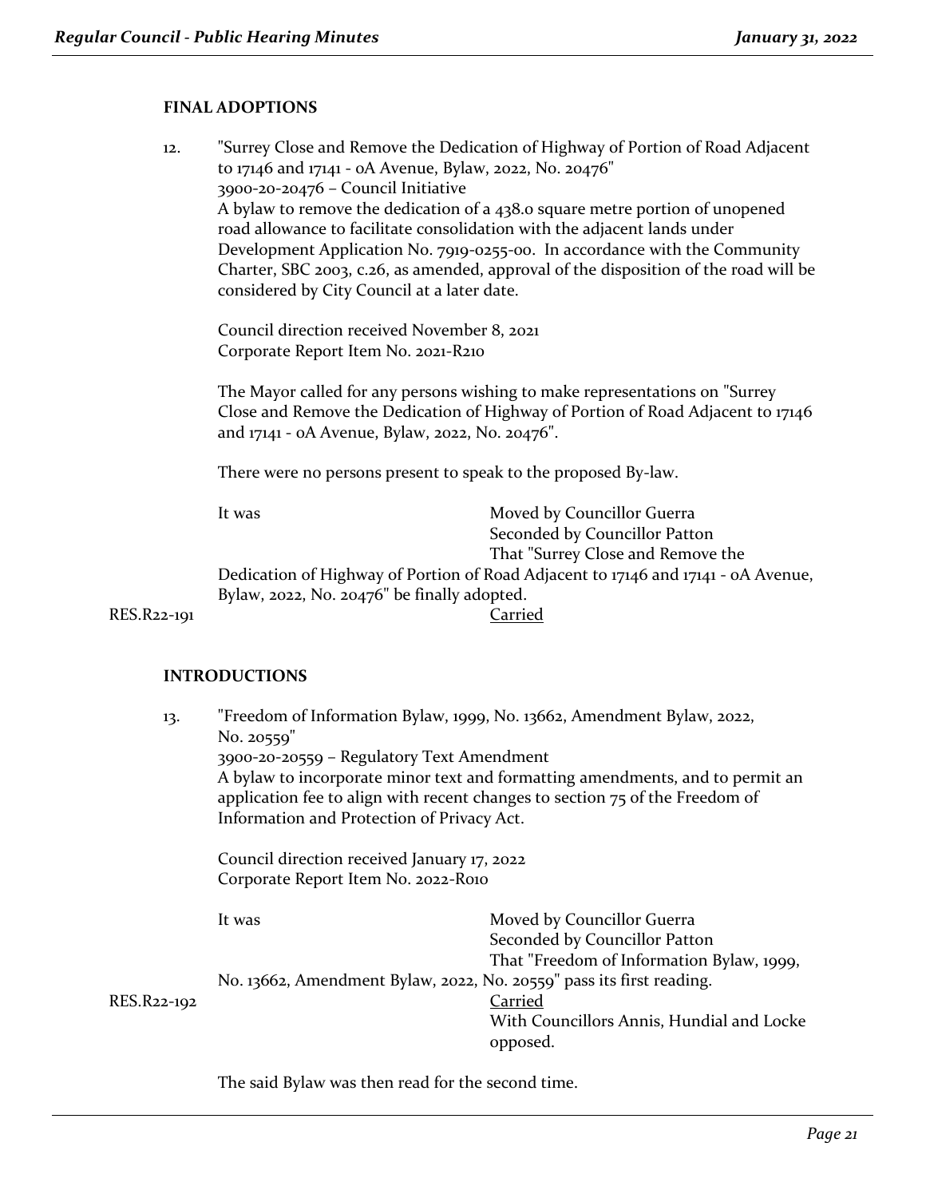## FINAL ADOPTIONS

12. "Surrey Close and Remove the Dedication of Highway of Portion of Road Adjacent to 17146 and 17141 - 0A Avenue, Bylaw, 2022, No. 20476"
    3900-20-20476 – Council Initiative
    A bylaw to remove the dedication of a 438.0 square metre portion of unopened road allowance to facilitate consolidation with the adjacent lands under Development Application No. 7919-0255-00. In accordance with the Community Charter, SBC 2003, c.26, as amended, approval of the disposition of the road will be considered by City Council at a later date.

    Council direction received November 8, 2021
    Corporate Report Item No. 2021-R210

    The Mayor called for any persons wishing to make representations on "Surrey Close and Remove the Dedication of Highway of Portion of Road Adjacent to 17146 and 17141 - 0A Avenue, Bylaw, 2022, No. 20476".

    There were no persons present to speak to the proposed By-law.

    It was Moved by Councillor Guerra
    Seconded by Councillor Patton
    That "Surrey Close and Remove the Dedication of Highway of Portion of Road Adjacent to 17146 and 17141 - 0A Avenue, Bylaw, 2022, No. 20476" be finally adopted.

RES.R22-191 Carried

## INTRODUCTIONS

13. "Freedom of Information Bylaw, 1999, No. 13662, Amendment Bylaw, 2022, No. 20559"
    3900-20-20559 – Regulatory Text Amendment
    A bylaw to incorporate minor text and formatting amendments, and to permit an application fee to align with recent changes to section 75 of the Freedom of Information and Protection of Privacy Act.

    Council direction received January 17, 2022
    Corporate Report Item No. 2022-R010

    It was Moved by Councillor Guerra
    Seconded by Councillor Patton
    That "Freedom of Information Bylaw, 1999, No. 13662, Amendment Bylaw, 2022, No. 20559" pass its first reading.

RES.R22-192 Carried
With Councillors Annis, Hundial and Locke opposed.

The said Bylaw was then read for the second time.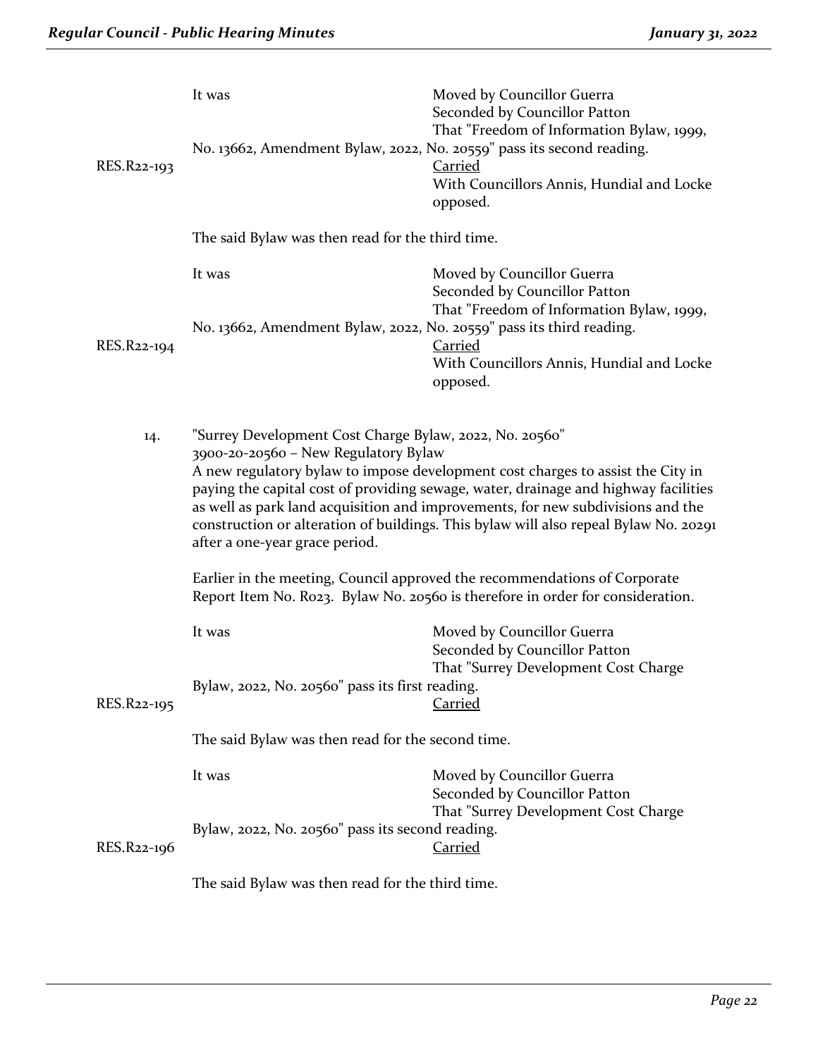It was

Moved by Councillor Guerra
Seconded by Councillor Patton
That "Freedom of Information Bylaw, 1999, No. 13662, Amendment Bylaw, 2022, No. 20559" pass its second reading.

RES.R22-193

Carried
With Councillors Annis, Hundial and Locke opposed.

The said Bylaw was then read for the third time.

It was

Moved by Councillor Guerra
Seconded by Councillor Patton
That "Freedom of Information Bylaw, 1999, No. 13662, Amendment Bylaw, 2022, No. 20559" pass its third reading.

RES.R22-194

Carried
With Councillors Annis, Hundial and Locke opposed.

14. "Surrey Development Cost Charge Bylaw, 2022, No. 20560"
3900-20-20560 – New Regulatory Bylaw
A new regulatory bylaw to impose development cost charges to assist the City in paying the capital cost of providing sewage, water, drainage and highway facilities as well as park land acquisition and improvements, for new subdivisions and the construction or alteration of buildings. This bylaw will also repeal Bylaw No. 20291 after a one-year grace period.

Earlier in the meeting, Council approved the recommendations of Corporate Report Item No. R023. Bylaw No. 20560 is therefore in order for consideration.

It was

Moved by Councillor Guerra
Seconded by Councillor Patton
That "Surrey Development Cost Charge Bylaw, 2022, No. 20560" pass its first reading.

RES.R22-195

Carried

The said Bylaw was then read for the second time.

It was

Moved by Councillor Guerra
Seconded by Councillor Patton
That "Surrey Development Cost Charge Bylaw, 2022, No. 20560" pass its second reading.

RES.R22-196

Carried

The said Bylaw was then read for the third time.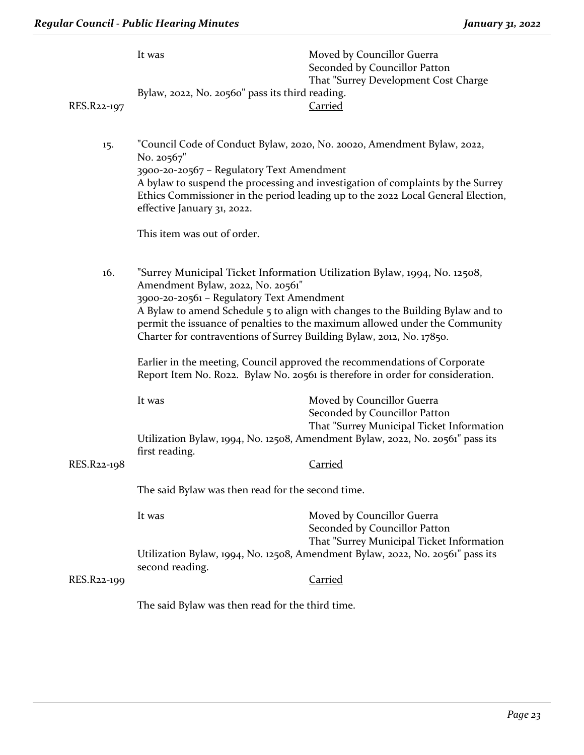It was Moved by Councillor Guerra
Seconded by Councillor Patton
That "Surrey Development Cost Charge Bylaw, 2022, No. 20560" pass its third reading.

RES.R22-197 Carried

15. "Council Code of Conduct Bylaw, 2020, No. 20020, Amendment Bylaw, 2022, No. 20567"
3900-20-20567 – Regulatory Text Amendment
A bylaw to suspend the processing and investigation of complaints by the Surrey Ethics Commissioner in the period leading up to the 2022 Local General Election, effective January 31, 2022.

This item was out of order.

16. "Surrey Municipal Ticket Information Utilization Bylaw, 1994, No. 12508, Amendment Bylaw, 2022, No. 20561"
3900-20-20561 – Regulatory Text Amendment
A Bylaw to amend Schedule 5 to align with changes to the Building Bylaw and to permit the issuance of penalties to the maximum allowed under the Community Charter for contraventions of Surrey Building Bylaw, 2012, No. 17850.

Earlier in the meeting, Council approved the recommendations of Corporate Report Item No. R022. Bylaw No. 20561 is therefore in order for consideration.

It was Moved by Councillor Guerra
Seconded by Councillor Patton
That "Surrey Municipal Ticket Information Utilization Bylaw, 1994, No. 12508, Amendment Bylaw, 2022, No. 20561" pass its first reading.

RES.R22-198 Carried

The said Bylaw was then read for the second time.

It was Moved by Councillor Guerra
Seconded by Councillor Patton
That "Surrey Municipal Ticket Information Utilization Bylaw, 1994, No. 12508, Amendment Bylaw, 2022, No. 20561" pass its second reading.

RES.R22-199 Carried

The said Bylaw was then read for the third time.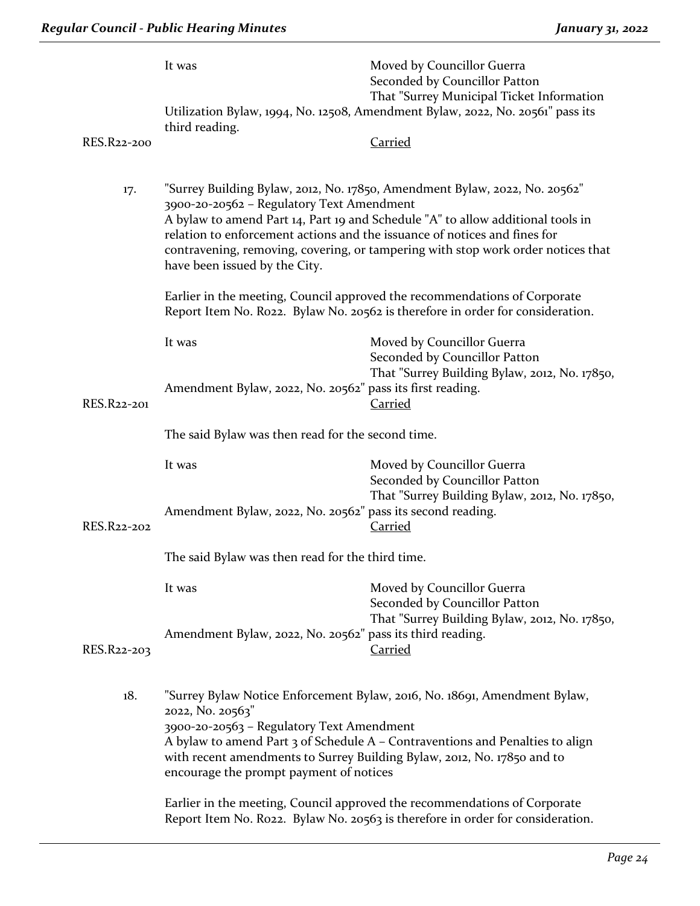It was Moved by Councillor Guerra
Seconded by Councillor Patton
That "Surrey Municipal Ticket Information Utilization Bylaw, 1994, No. 12508, Amendment Bylaw, 2022, No. 20561" pass its third reading.

RES.R22-200 Carried

17. "Surrey Building Bylaw, 2012, No. 17850, Amendment Bylaw, 2022, No. 20562"
3900-20-20562 – Regulatory Text Amendment
A bylaw to amend Part 14, Part 19 and Schedule "A" to allow additional tools in relation to enforcement actions and the issuance of notices and fines for contravening, removing, covering, or tampering with stop work order notices that have been issued by the City.

Earlier in the meeting, Council approved the recommendations of Corporate Report Item No. R022. Bylaw No. 20562 is therefore in order for consideration.

It was Moved by Councillor Guerra
Seconded by Councillor Patton
That "Surrey Building Bylaw, 2012, No. 17850, Amendment Bylaw, 2022, No. 20562" pass its first reading.

RES.R22-201 Carried

The said Bylaw was then read for the second time.

It was Moved by Councillor Guerra
Seconded by Councillor Patton
That "Surrey Building Bylaw, 2012, No. 17850, Amendment Bylaw, 2022, No. 20562" pass its second reading.

RES.R22-202 Carried

The said Bylaw was then read for the third time.

It was Moved by Councillor Guerra
Seconded by Councillor Patton
That "Surrey Building Bylaw, 2012, No. 17850, Amendment Bylaw, 2022, No. 20562" pass its third reading.

RES.R22-203 Carried

18. "Surrey Bylaw Notice Enforcement Bylaw, 2016, No. 18691, Amendment Bylaw, 2022, No. 20563"
3900-20-20563 – Regulatory Text Amendment
A bylaw to amend Part 3 of Schedule A – Contraventions and Penalties to align with recent amendments to Surrey Building Bylaw, 2012, No. 17850 and to encourage the prompt payment of notices

Earlier in the meeting, Council approved the recommendations of Corporate Report Item No. R022. Bylaw No. 20563 is therefore in order for consideration.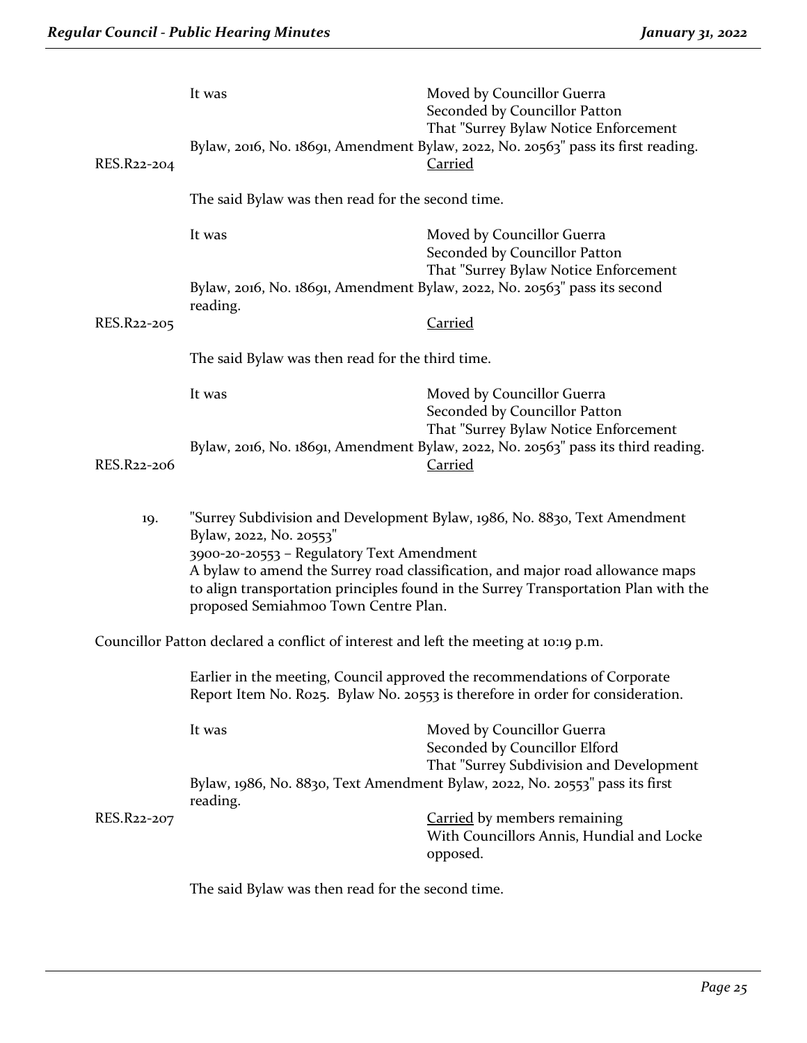It was Moved by Councillor Guerra
Seconded by Councillor Patton
That "Surrey Bylaw Notice Enforcement Bylaw, 2016, No. 18691, Amendment Bylaw, 2022, No. 20563" pass its first reading.

RES.R22-204 Carried

The said Bylaw was then read for the second time.

It was Moved by Councillor Guerra
Seconded by Councillor Patton
That "Surrey Bylaw Notice Enforcement Bylaw, 2016, No. 18691, Amendment Bylaw, 2022, No. 20563" pass its second reading.

RES.R22-205 Carried

The said Bylaw was then read for the third time.

It was Moved by Councillor Guerra
Seconded by Councillor Patton
That "Surrey Bylaw Notice Enforcement Bylaw, 2016, No. 18691, Amendment Bylaw, 2022, No. 20563" pass its third reading.

RES.R22-206 Carried

19. "Surrey Subdivision and Development Bylaw, 1986, No. 8830, Text Amendment Bylaw, 2022, No. 20553"
3900-20-20553 – Regulatory Text Amendment
A bylaw to amend the Surrey road classification, and major road allowance maps to align transportation principles found in the Surrey Transportation Plan with the proposed Semiahmoo Town Centre Plan.

Councillor Patton declared a conflict of interest and left the meeting at 10:19 p.m.

Earlier in the meeting, Council approved the recommendations of Corporate Report Item No. R025. Bylaw No. 20553 is therefore in order for consideration.

It was Moved by Councillor Guerra
Seconded by Councillor Elford
That "Surrey Subdivision and Development Bylaw, 1986, No. 8830, Text Amendment Bylaw, 2022, No. 20553" pass its first reading.

RES.R22-207 Carried by members remaining
With Councillors Annis, Hundial and Locke opposed.

The said Bylaw was then read for the second time.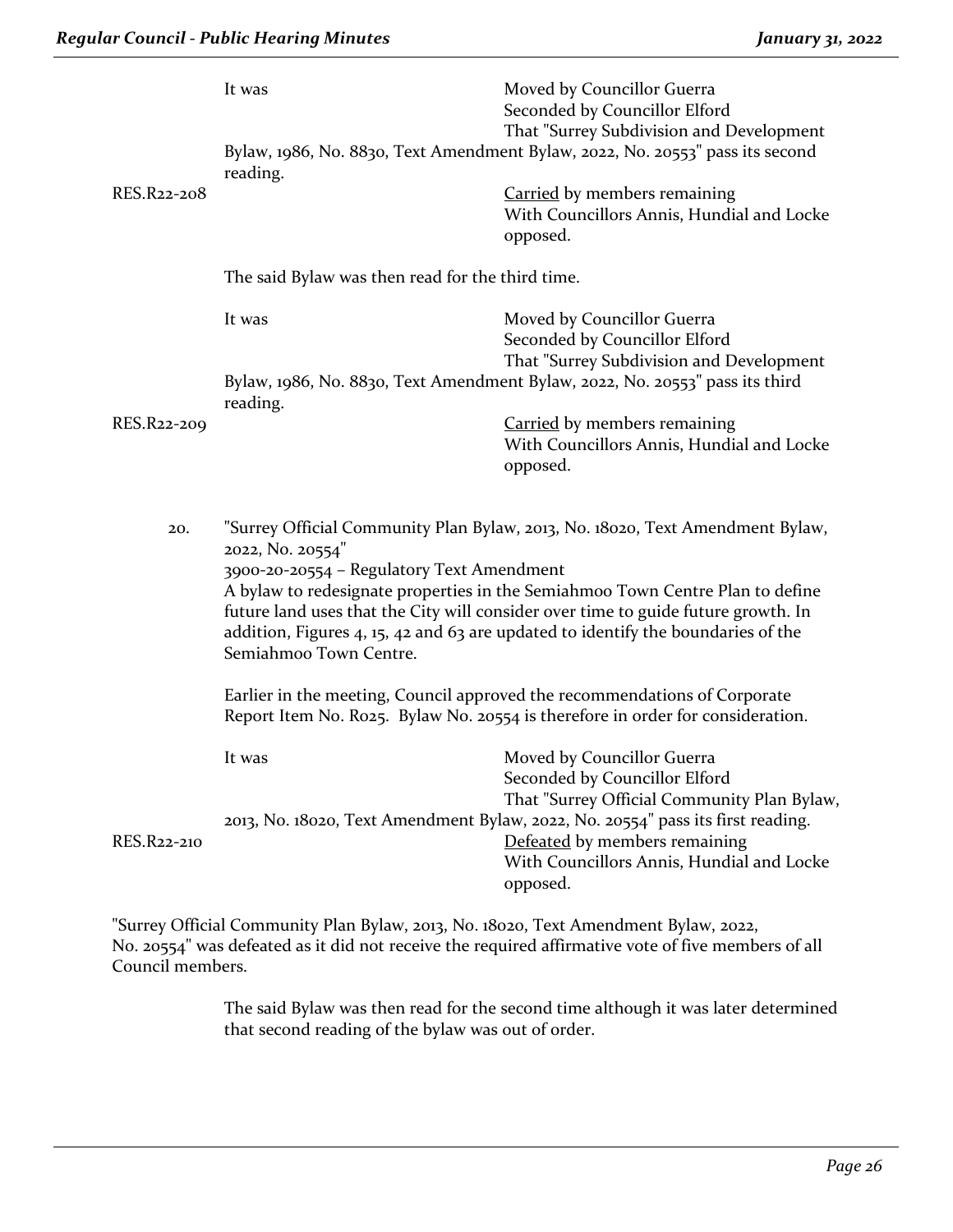It was Moved by Councillor Guerra
Seconded by Councillor Elford
That "Surrey Subdivision and Development Bylaw, 1986, No. 8830, Text Amendment Bylaw, 2022, No. 20553" pass its second reading.

RES.R22-208 Carried by members remaining
With Councillors Annis, Hundial and Locke opposed.

The said Bylaw was then read for the third time.

It was Moved by Councillor Guerra
Seconded by Councillor Elford
That "Surrey Subdivision and Development Bylaw, 1986, No. 8830, Text Amendment Bylaw, 2022, No. 20553" pass its third reading.

RES.R22-209 Carried by members remaining
With Councillors Annis, Hundial and Locke opposed.

20. "Surrey Official Community Plan Bylaw, 2013, No. 18020, Text Amendment Bylaw, 2022, No. 20554"
3900-20-20554 – Regulatory Text Amendment
A bylaw to redesignate properties in the Semiahmoo Town Centre Plan to define future land uses that the City will consider over time to guide future growth. In addition, Figures 4, 15, 42 and 63 are updated to identify the boundaries of the Semiahmoo Town Centre.

Earlier in the meeting, Council approved the recommendations of Corporate Report Item No. R025. Bylaw No. 20554 is therefore in order for consideration.

It was Moved by Councillor Guerra
Seconded by Councillor Elford
That "Surrey Official Community Plan Bylaw, 2013, No. 18020, Text Amendment Bylaw, 2022, No. 20554" pass its first reading.

RES.R22-210 Defeated by members remaining
With Councillors Annis, Hundial and Locke opposed.

"Surrey Official Community Plan Bylaw, 2013, No. 18020, Text Amendment Bylaw, 2022, No. 20554" was defeated as it did not receive the required affirmative vote of five members of all Council members.

The said Bylaw was then read for the second time although it was later determined that second reading of the bylaw was out of order.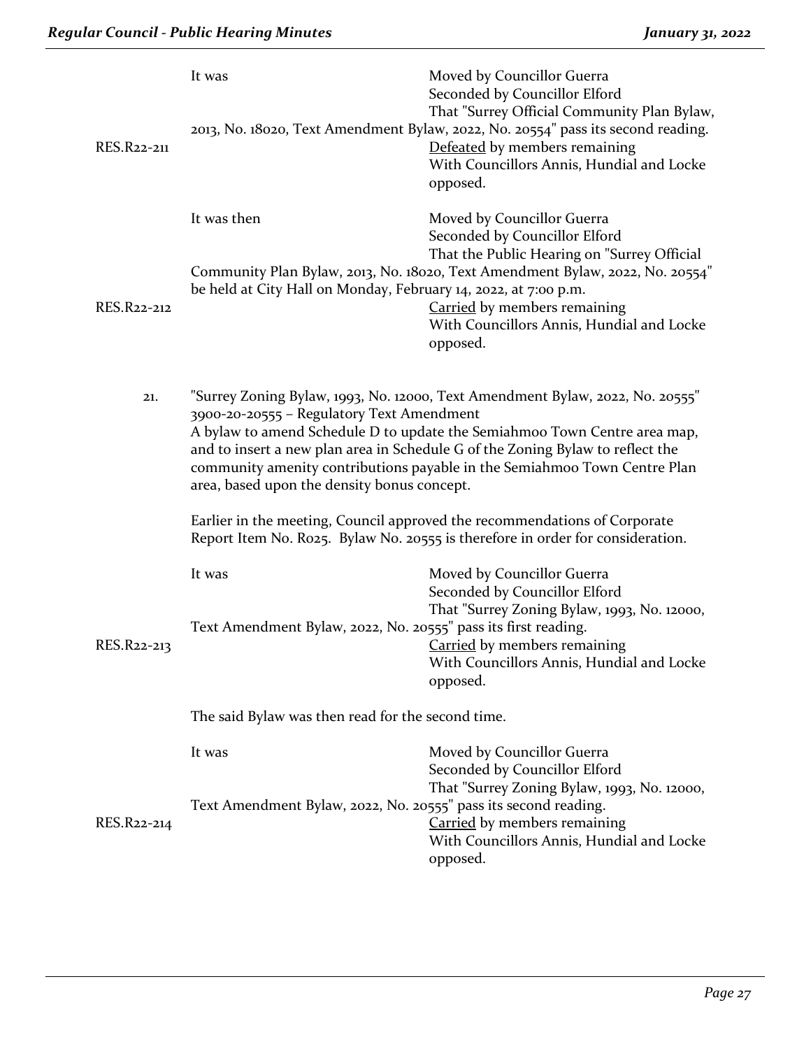It was Moved by Councillor Guerra
Seconded by Councillor Elford
That "Surrey Official Community Plan Bylaw, 2013, No. 18020, Text Amendment Bylaw, 2022, No. 20554" pass its second reading.

RES.R22-211 Defeated by members remaining
With Councillors Annis, Hundial and Locke opposed.

It was then Moved by Councillor Guerra
Seconded by Councillor Elford
That the Public Hearing on "Surrey Official Community Plan Bylaw, 2013, No. 18020, Text Amendment Bylaw, 2022, No. 20554" be held at City Hall on Monday, February 14, 2022, at 7:00 p.m.

RES.R22-212 Carried by members remaining
With Councillors Annis, Hundial and Locke opposed.

21. "Surrey Zoning Bylaw, 1993, No. 12000, Text Amendment Bylaw, 2022, No. 20555"
3900-20-20555 – Regulatory Text Amendment
A bylaw to amend Schedule D to update the Semiahmoo Town Centre area map, and to insert a new plan area in Schedule G of the Zoning Bylaw to reflect the community amenity contributions payable in the Semiahmoo Town Centre Plan area, based upon the density bonus concept.

Earlier in the meeting, Council approved the recommendations of Corporate Report Item No. R025. Bylaw No. 20555 is therefore in order for consideration.

It was Moved by Councillor Guerra
Seconded by Councillor Elford
That "Surrey Zoning Bylaw, 1993, No. 12000, Text Amendment Bylaw, 2022, No. 20555" pass its first reading.

RES.R22-213 Carried by members remaining
With Councillors Annis, Hundial and Locke opposed.

The said Bylaw was then read for the second time.

It was Moved by Councillor Guerra
Seconded by Councillor Elford
That "Surrey Zoning Bylaw, 1993, No. 12000, Text Amendment Bylaw, 2022, No. 20555" pass its second reading.

RES.R22-214 Carried by members remaining
With Councillors Annis, Hundial and Locke opposed.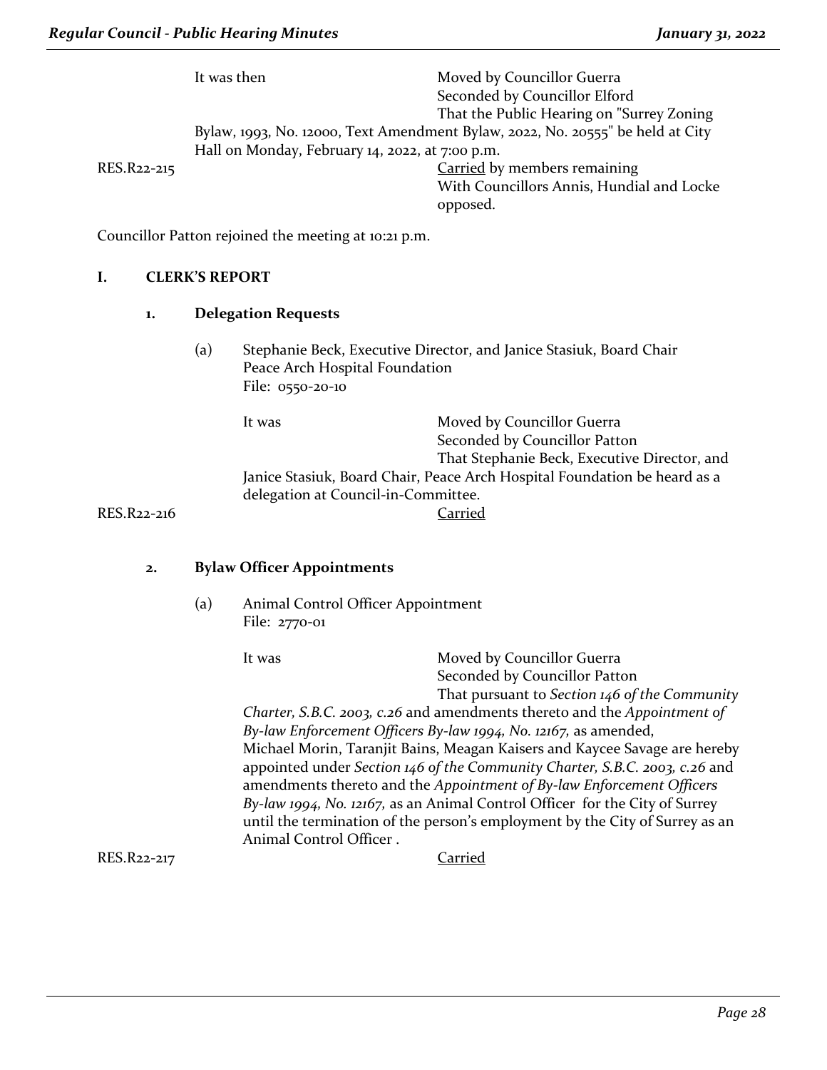It was then Moved by Councillor Guerra
Seconded by Councillor Elford
That the Public Hearing on "Surrey Zoning Bylaw, 1993, No. 12000, Text Amendment Bylaw, 2022, No. 20555" be held at City Hall on Monday, February 14, 2022, at 7:00 p.m.

RES.R22-215 Carried by members remaining
With Councillors Annis, Hundial and Locke opposed.

Councillor Patton rejoined the meeting at 10:21 p.m.

## I. CLERK'S REPORT

### 1. Delegation Requests

(a) Stephanie Beck, Executive Director, and Janice Stasiuk, Board Chair
Peace Arch Hospital Foundation
File: 0550-20-10

It was Moved by Councillor Guerra
Seconded by Councillor Patton
That Stephanie Beck, Executive Director, and Janice Stasiuk, Board Chair, Peace Arch Hospital Foundation be heard as a delegation at Council-in-Committee.

RES.R22-216 Carried

### 2. Bylaw Officer Appointments

(a) Animal Control Officer Appointment
File: 2770-01

It was Moved by Councillor Guerra
Seconded by Councillor Patton
That pursuant to *Section 146 of the Community Charter, S.B.C. 2003, c.26* and amendments thereto and the *Appointment of By-law Enforcement Officers By-law 1994, No. 12167,* as amended, Michael Morin, Taranjit Bains, Meagan Kaisers and Kaycee Savage are hereby appointed under *Section 146 of the Community Charter, S.B.C. 2003, c.26* and amendments thereto and the *Appointment of By-law Enforcement Officers By-law 1994, No. 12167,* as an Animal Control Officer for the City of Surrey until the termination of the person's employment by the City of Surrey as an Animal Control Officer .

RES.R22-217 Carried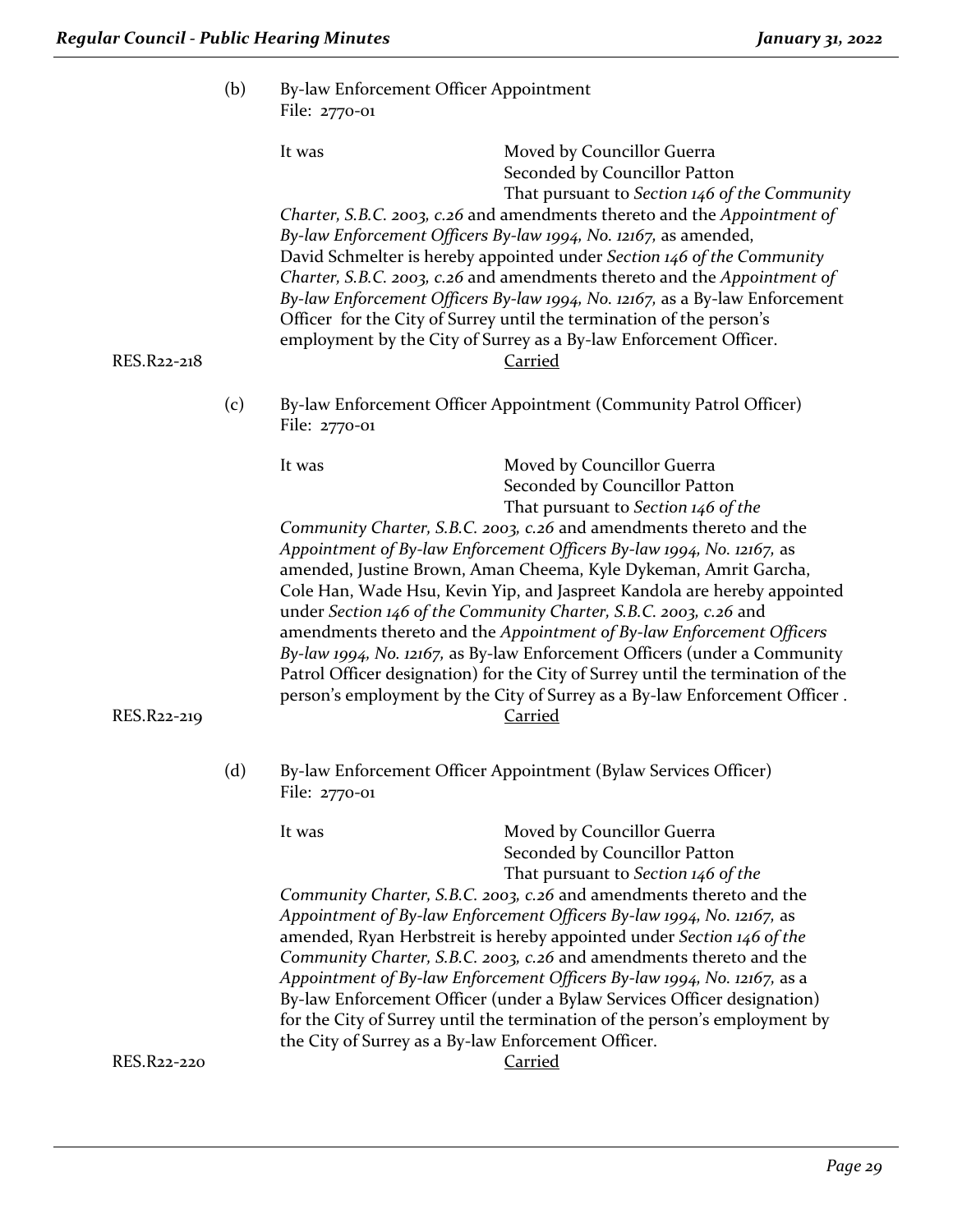(b) By-law Enforcement Officer Appointment
File: 2770-01

It was Moved by Councillor Guerra
Seconded by Councillor Patton
That pursuant to *Section 146 of the Community Charter, S.B.C. 2003, c.26* and amendments thereto and the *Appointment of By-law Enforcement Officers By-law 1994, No. 12167,* as amended, David Schmelter is hereby appointed under *Section 146 of the Community Charter, S.B.C. 2003, c.26* and amendments thereto and the *Appointment of By-law Enforcement Officers By-law 1994, No. 12167,* as a By-law Enforcement Officer for the City of Surrey until the termination of the person's employment by the City of Surrey as a By-law Enforcement Officer.

RES.R22-218 Carried

(c) By-law Enforcement Officer Appointment (Community Patrol Officer)
File: 2770-01

It was Moved by Councillor Guerra
Seconded by Councillor Patton
That pursuant to *Section 146 of the Community Charter, S.B.C. 2003, c.26* and amendments thereto and the *Appointment of By-law Enforcement Officers By-law 1994, No. 12167,* as amended, Justine Brown, Aman Cheema, Kyle Dykeman, Amrit Garcha, Cole Han, Wade Hsu, Kevin Yip, and Jaspreet Kandola are hereby appointed under *Section 146 of the Community Charter, S.B.C. 2003, c.26* and amendments thereto and the *Appointment of By-law Enforcement Officers By-law 1994, No. 12167,* as By-law Enforcement Officers (under a Community Patrol Officer designation) for the City of Surrey until the termination of the person's employment by the City of Surrey as a By-law Enforcement Officer .

RES.R22-219 Carried

(d) By-law Enforcement Officer Appointment (Bylaw Services Officer)
File: 2770-01

It was Moved by Councillor Guerra
Seconded by Councillor Patton
That pursuant to *Section 146 of the Community Charter, S.B.C. 2003, c.26* and amendments thereto and the *Appointment of By-law Enforcement Officers By-law 1994, No. 12167,* as amended, Ryan Herbstreit is hereby appointed under *Section 146 of the Community Charter, S.B.C. 2003, c.26* and amendments thereto and the *Appointment of By-law Enforcement Officers By-law 1994, No. 12167,* as a By-law Enforcement Officer (under a Bylaw Services Officer designation) for the City of Surrey until the termination of the person's employment by the City of Surrey as a By-law Enforcement Officer.

RES.R22-220 Carried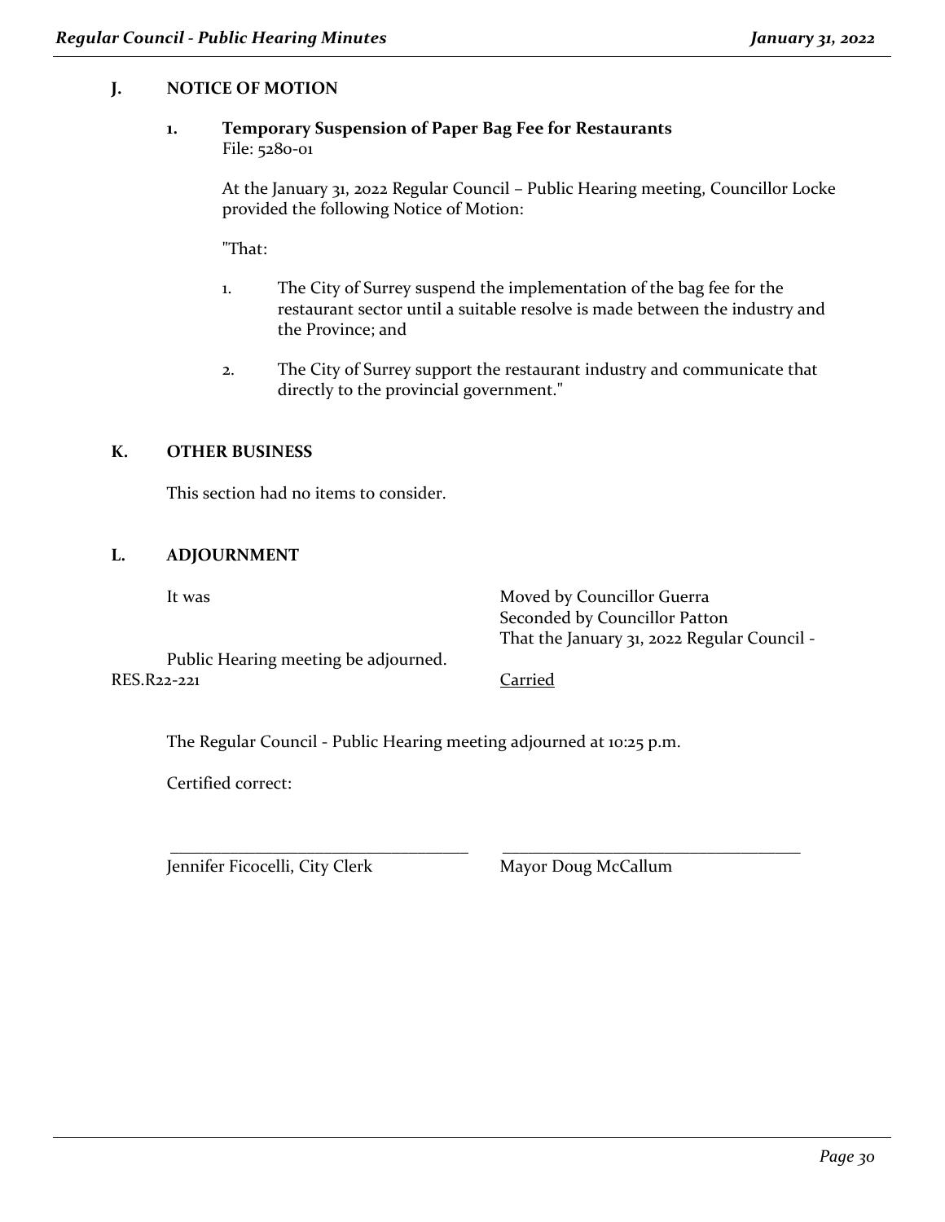## J. NOTICE OF MOTION

### 1. Temporary Suspension of Paper Bag Fee for Restaurants

File: 5280-01

At the January 31, 2022 Regular Council – Public Hearing meeting, Councillor Locke provided the following Notice of Motion:

"That:

1. The City of Surrey suspend the implementation of the bag fee for the restaurant sector until a suitable resolve is made between the industry and the Province; and
2. The City of Surrey support the restaurant industry and communicate that directly to the provincial government."

## K. OTHER BUSINESS

This section had no items to consider.

## L. ADJOURNMENT

It was

Moved by Councillor Guerra
Seconded by Councillor Patton
That the January 31, 2022 Regular Council - Public Hearing meeting be adjourned.

RES.R22-221 Carried

The Regular Council - Public Hearing meeting adjourned at 10:25 p.m.

Certified correct:

\_\_\_\_\_\_\_\_\_\_\_\_\_\_\_\_\_\_\_\_\_\_\_\_\_\_\_\_\_\_\_\_\_\_\_\_\_\_\_
Jennifer Ficocelli, City Clerk

\_\_\_\_\_\_\_\_\_\_\_\_\_\_\_\_\_\_\_\_\_\_\_\_\_\_\_\_\_\_\_\_\_\_\_\_\_\_\_
Mayor Doug McCallum